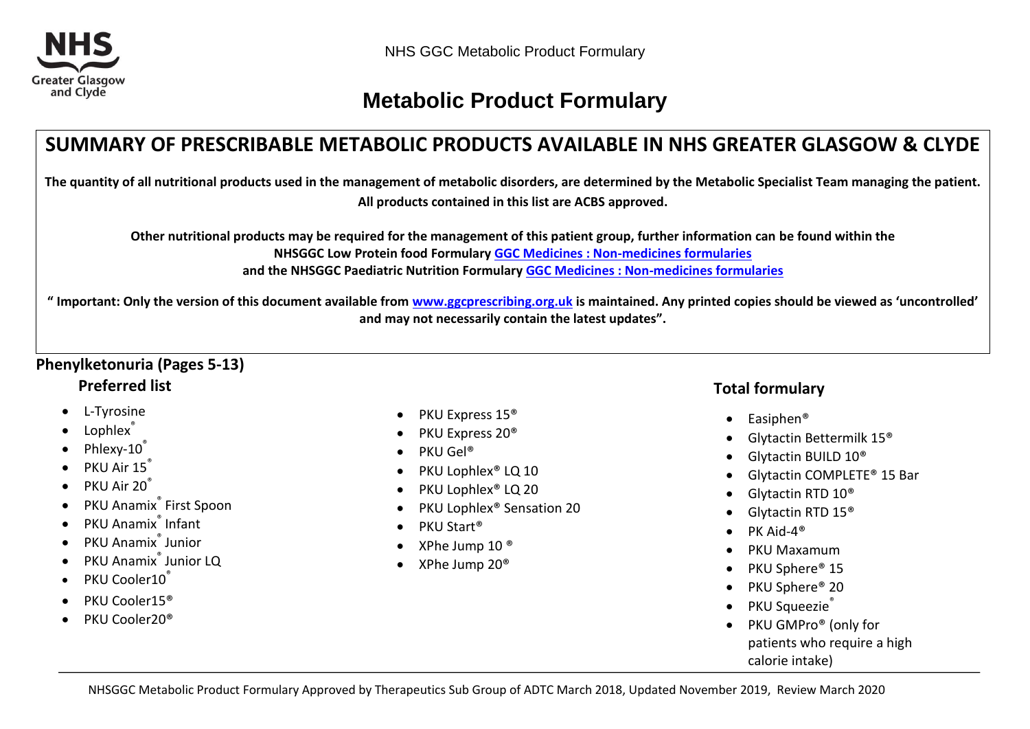# Metabolic Product Formulary

## SUMMARY OF PRESCRIBABLE METABOLIC PRODUCTS AVAILABLE IN NHS GREATER GLASGOW & CLYDE

**The quantity of all nutritional products used in the management of metabolic disorders, are determined by the Metabolic Specialist Team managing the patient. All products contained in this list are ACBS approved.**

**Other nutritional products may be required for the management of this patient group, further information can be found within the NHSGGC Low Protein food Formulary [GGC Medicines : Non-medicines formularies](GGC Medicines : Non-medicines formularies) and the NHSGGC Paediatric Nutrition Formulary [GGC Medicines : Non-medicines formularies](GGC Medicines : Non-medicines formularies)**

**" Important: Only the version of this document available from [www.ggcprescribing.org.uk](www.ggcprescribing.org.uk) is maintained. Any printed copies should be viewed as 'uncontrolled' and may not necessarily contain the latest updates".**

### Phenylketonuria (Pages 5-13)

#### Preferred list

- L-Tyrosine
- Lophlex®
- Phlexy-10®
- PKU Air 15®
- PKU Air 20®
- PKU Anamix® First Spoon
- PKU Anamix® Infant
- PKU Anamix® Junior
- PKU Anamix® Junior LQ
- PKU Cooler10®
- PKU Cooler15®
- PKU Cooler20®
- PKU Express 15®
- PKU Express 20®
- PKU Gel®
- PKU Lophlex® LQ 10
- PKU Lophlex® LQ 20
- PKU Lophlex® Sensation 20
- PKU Start®
- XPhe Jump 10 ®
- XPhe Jump 20®

#### Total formulary

- Easiphen®
- Glytactin Bettermilk 15®
- Glytactin BUILD 10®
- Glytactin COMPLETE® 15 Bar
- Glytactin RTD 10®
- Glytactin RTD 15®
- PK Aid-4®
- PKU Maxamum
- PKU Sphere® 15
- PKU Sphere® 20
- PKU Squeezie®
- PKU GMPro® (only for patients who require a high calorie intake)

NHSGGC Metabolic Product Formulary Approved by Therapeutics Sub Group of ADTC March 2018, Updated November 2019, Review March 2020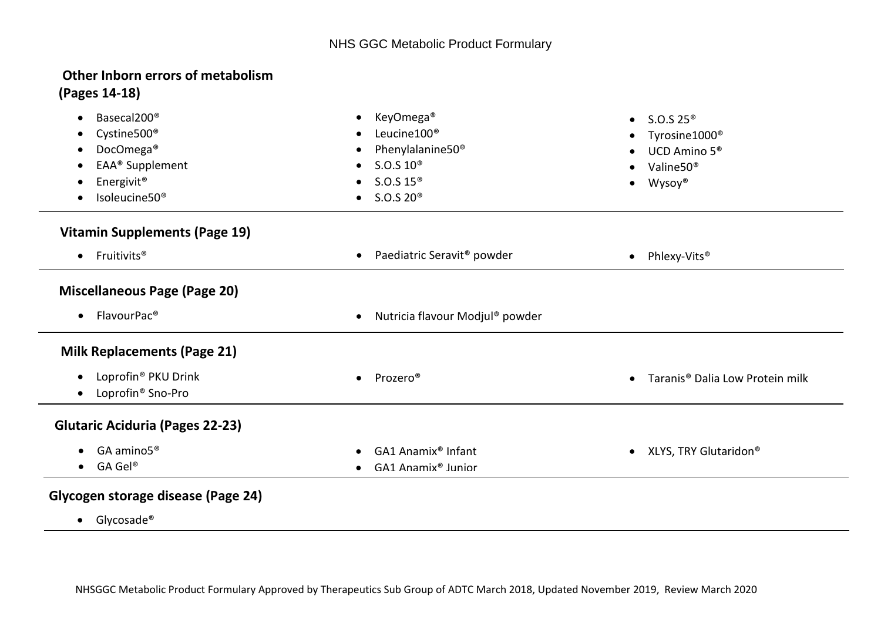## Other Inborn errors of metabolism (Pages 14-18)

- Basecal200®
- Cystine500®
- DocOmega®
- EAA® Supplement
- Energivit®
- Isoleucine50®
- KeyOmega®
- Leucine100®
- Phenylalanine50®
- S.O.S 10®
- S.O.S 15®
- S.O.S 20®
- S.O.S 25®
- Tyrosine1000®
- UCD Amino 5®
- Valine50®
- Wysoy®

## Vitamin Supplements (Page 19)

- Fruitivits®
- Paediatric Seravit® powder
- Phlexy-Vits®

## Miscellaneous Page (Page 20)

- FlavourPac®
- Nutricia flavour Modjul® powder

## Milk Replacements (Page 21)

- Loprofin® PKU Drink
- Loprofin® Sno-Pro
- Prozero®
- Taranis® Dalia Low Protein milk

## Glutaric Aciduria (Pages 22-23)

- GA amino5®
- GA Gel®
- GA1 Anamix® Infant
- GA1 Anamix® Junior
- XLYS, TRY Glutaridon®

## Glycogen storage disease (Page 24)

- Glycosade®

NHSGGC Metabolic Product Formulary Approved by Therapeutics Sub Group of ADTC March 2018, Updated November 2019, Review March 2020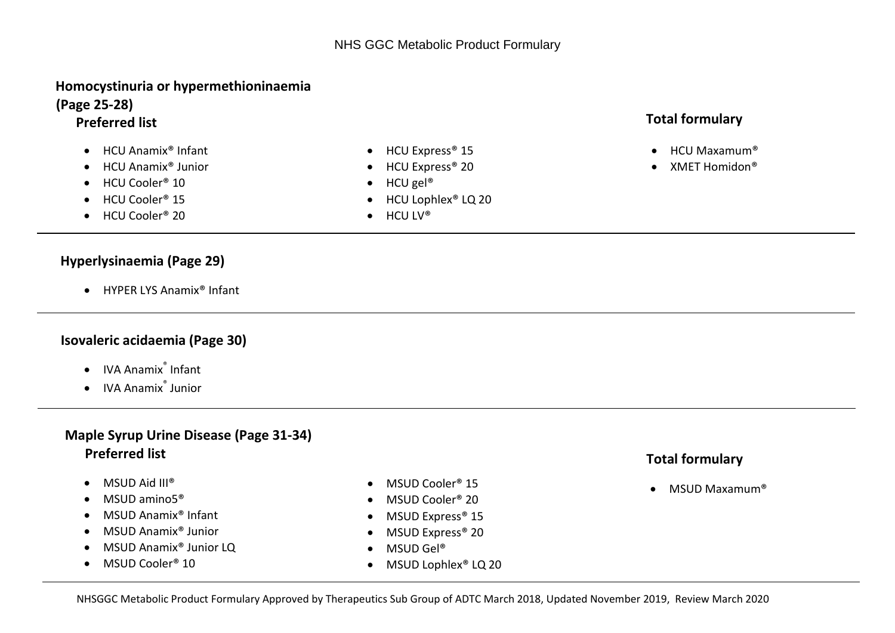## Homocystinuria or hypermethioninaemia (Page 25-28)

### Preferred list

- HCU Anamix® Infant
- HCU Anamix® Junior
- HCU Cooler® 10
- HCU Cooler® 15
- HCU Cooler® 20
- HCU Express® 15
- HCU Express® 20
- HCU gel®
- HCU Lophlex® LQ 20
- HCU LV®

### Total formulary

- HCU Maxamum®
- XMET Homidon®

## Hyperlysinaemia (Page 29)

- HYPER LYS Anamix® Infant

## Isovaleric acidaemia (Page 30)

- IVA Anamix® Infant
- IVA Anamix® Junior

## Maple Syrup Urine Disease (Page 31-34)

### Preferred list

- MSUD Aid III®
- MSUD amino5®
- MSUD Anamix® Infant
- MSUD Anamix® Junior
- MSUD Anamix® Junior LQ
- MSUD Cooler® 10
- MSUD Cooler® 15
- MSUD Cooler® 20
- MSUD Express® 15
- MSUD Express® 20
- MSUD Gel®
- MSUD Lophlex® LQ 20

### Total formulary

- MSUD Maxamum®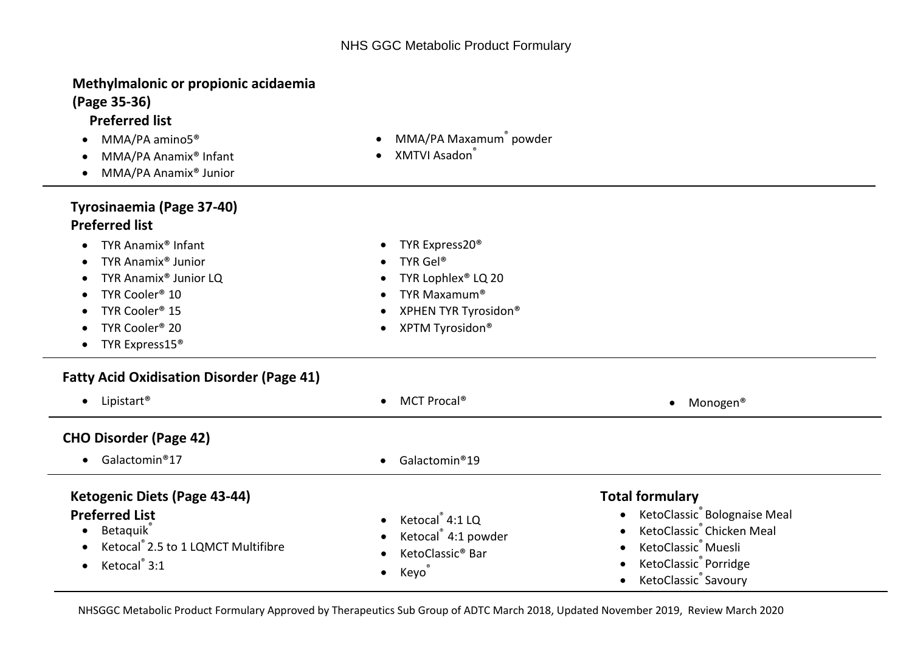## Methylmalonic or propionic acidaemia (Page 35-36)

### Preferred list

- MMA/PA amino5®
- MMA/PA Anamix® Infant
- MMA/PA Anamix® Junior
- MMA/PA Maxamum® powder
- XMTVI Asadon®

## Tyrosinaemia (Page 37-40)

### Preferred list

- TYR Anamix® Infant
- TYR Anamix® Junior
- TYR Anamix® Junior LQ
- TYR Cooler® 10
- TYR Cooler® 15
- TYR Cooler® 20
- TYR Express15®
- TYR Express20®
- TYR Gel®
- TYR Lophlex® LQ 20
- TYR Maxamum®
- XPHEN TYR Tyrosidon®
- XPTM Tyrosidon®

## Fatty Acid Oxidisation Disorder (Page 41)

- Lipistart®
- MCT Procal®
- Monogen®

## CHO Disorder (Page 42)

- Galactomin®17
- Galactomin®19

## Ketogenic Diets (Page 43-44)

### Preferred List

- Betaquik®
- Ketocal® 2.5 to 1 LQMCT Multifibre
- Ketocal® 3:1
- Ketocal® 4:1 LQ
- Ketocal® 4:1 powder
- KetoClassic® Bar
- Keyo®

### Total formulary

- KetoClassic® Bolognaise Meal
- KetoClassic® Chicken Meal
- KetoClassic® Muesli
- KetoClassic® Porridge
- KetoClassic® Savoury

NHSGGC Metabolic Product Formulary Approved by Therapeutics Sub Group of ADTC March 2018, Updated November 2019, Review March 2020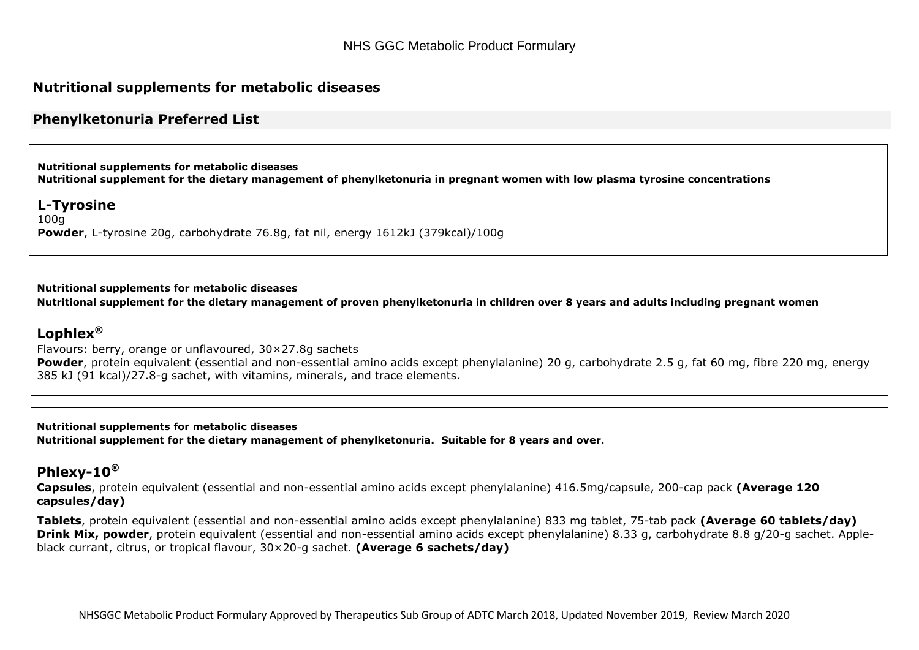## Nutritional supplements for metabolic diseases

## Phenylketonuria Preferred List

**Nutritional supplements for metabolic diseases**
**Nutritional supplement for the dietary management of phenylketonuria in pregnant women with low plasma tyrosine concentrations**

### L-Tyrosine

100g
**Powder**, L-tyrosine 20g, carbohydrate 76.8g, fat nil, energy 1612kJ (379kcal)/100g

**Nutritional supplements for metabolic diseases**
**Nutritional supplement for the dietary management of proven phenylketonuria in children over 8 years and adults including pregnant women**

### Lophlex®

Flavours: berry, orange or unflavoured, 30×27.8g sachets
**Powder**, protein equivalent (essential and non-essential amino acids except phenylalanine) 20 g, carbohydrate 2.5 g, fat 60 mg, fibre 220 mg, energy 385 kJ (91 kcal)/27.8-g sachet, with vitamins, minerals, and trace elements.

**Nutritional supplements for metabolic diseases**
**Nutritional supplement for the dietary management of phenylketonuria. Suitable for 8 years and over.**

### Phlexy-10®

**Capsules**, protein equivalent (essential and non-essential amino acids except phenylalanine) 416.5mg/capsule, 200-cap pack **(Average 120 capsules/day)**

**Tablets**, protein equivalent (essential and non-essential amino acids except phenylalanine) 833 mg tablet, 75-tab pack **(Average 60 tablets/day)**
**Drink Mix, powder**, protein equivalent (essential and non-essential amino acids except phenylalanine) 8.33 g, carbohydrate 8.8 g/20-g sachet. Apple-black currant, citrus, or tropical flavour, 30×20-g sachet. **(Average 6 sachets/day)**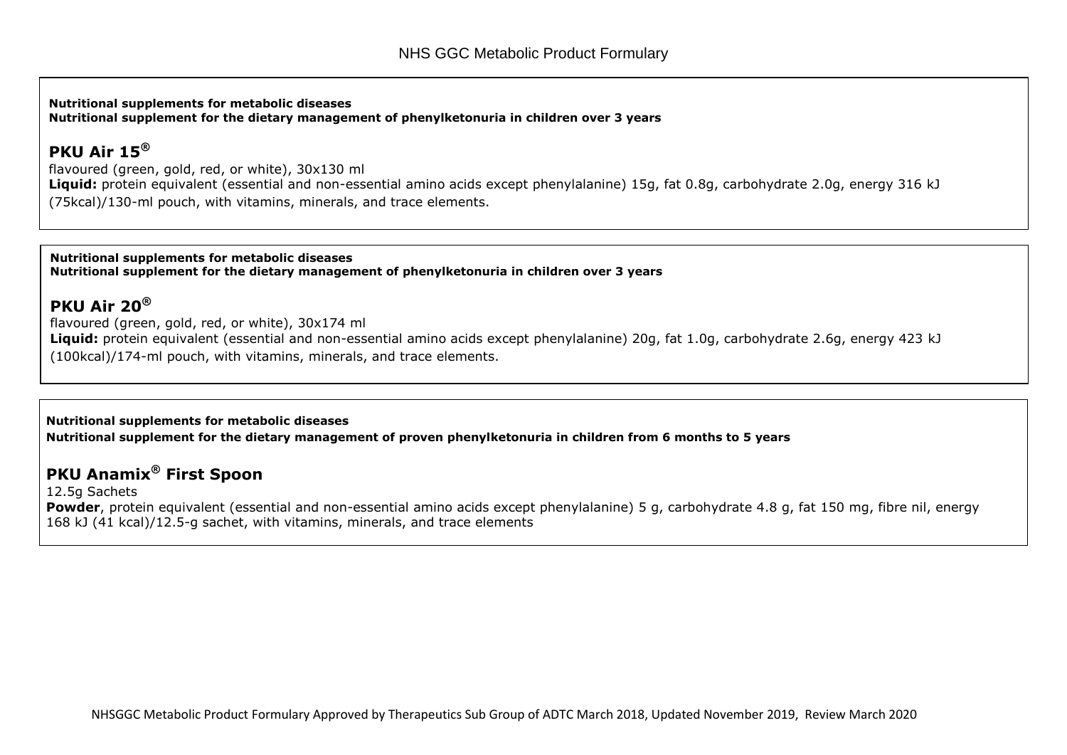**Nutritional supplements for metabolic diseases**
**Nutritional supplement for the dietary management of phenylketonuria in children over 3 years**

## PKU Air 15®

flavoured (green, gold, red, or white), 30x130 ml
**Liquid:** protein equivalent (essential and non-essential amino acids except phenylalanine) 15g, fat 0.8g, carbohydrate 2.0g, energy 316 kJ (75kcal)/130-ml pouch, with vitamins, minerals, and trace elements.

**Nutritional supplements for metabolic diseases**
**Nutritional supplement for the dietary management of phenylketonuria in children over 3 years**

## PKU Air 20®

flavoured (green, gold, red, or white), 30x174 ml
**Liquid:** protein equivalent (essential and non-essential amino acids except phenylalanine) 20g, fat 1.0g, carbohydrate 2.6g, energy 423 kJ (100kcal)/174-ml pouch, with vitamins, minerals, and trace elements.

**Nutritional supplements for metabolic diseases**
**Nutritional supplement for the dietary management of proven phenylketonuria in children from 6 months to 5 years**

## PKU Anamix® First Spoon

12.5g Sachets
**Powder**, protein equivalent (essential and non-essential amino acids except phenylalanine) 5 g, carbohydrate 4.8 g, fat 150 mg, fibre nil, energy 168 kJ (41 kcal)/12.5-g sachet, with vitamins, minerals, and trace elements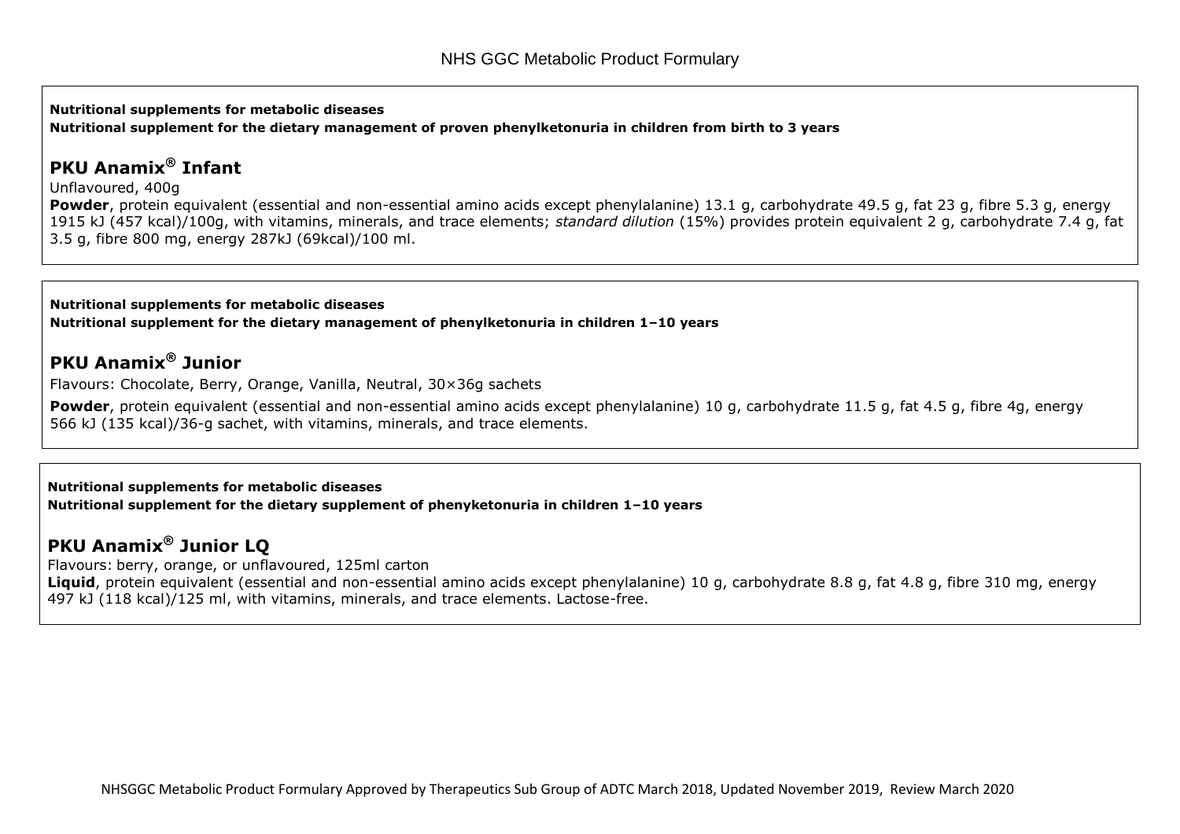**Nutritional supplements for metabolic diseases**
**Nutritional supplement for the dietary management of proven phenylketonuria in children from birth to 3 years**

## PKU Anamix® Infant

Unflavoured, 400g

**Powder**, protein equivalent (essential and non-essential amino acids except phenylalanine) 13.1 g, carbohydrate 49.5 g, fat 23 g, fibre 5.3 g, energy 1915 kJ (457 kcal)/100g, with vitamins, minerals, and trace elements; *standard dilution* (15%) provides protein equivalent 2 g, carbohydrate 7.4 g, fat 3.5 g, fibre 800 mg, energy 287kJ (69kcal)/100 ml.

**Nutritional supplements for metabolic diseases**
**Nutritional supplement for the dietary management of phenylketonuria in children 1–10 years**

## PKU Anamix® Junior

Flavours: Chocolate, Berry, Orange, Vanilla, Neutral, 30×36g sachets

**Powder**, protein equivalent (essential and non-essential amino acids except phenylalanine) 10 g, carbohydrate 11.5 g, fat 4.5 g, fibre 4g, energy 566 kJ (135 kcal)/36-g sachet, with vitamins, minerals, and trace elements.

**Nutritional supplements for metabolic diseases**
**Nutritional supplement for the dietary supplement of phenyketonuria in children 1–10 years**

## PKU Anamix® Junior LQ

Flavours: berry, orange, or unflavoured, 125ml carton

**Liquid**, protein equivalent (essential and non-essential amino acids except phenylalanine) 10 g, carbohydrate 8.8 g, fat 4.8 g, fibre 310 mg, energy 497 kJ (118 kcal)/125 ml, with vitamins, minerals, and trace elements. Lactose-free.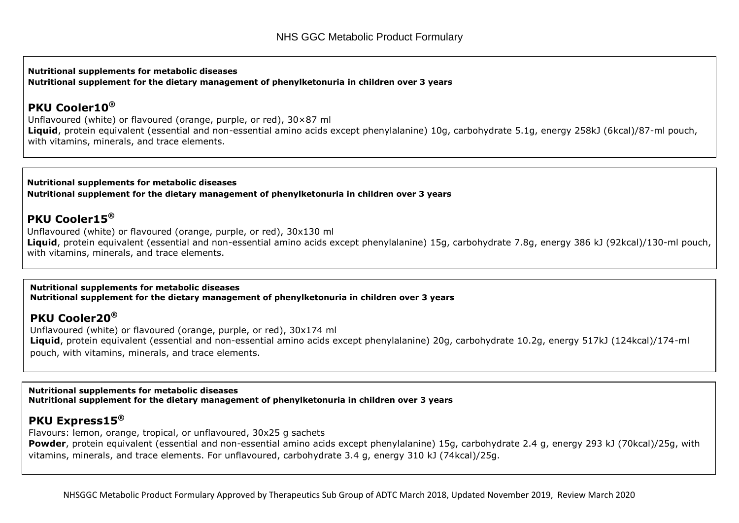**Nutritional supplements for metabolic diseases**
**Nutritional supplement for the dietary management of phenylketonuria in children over 3 years**

## PKU Cooler10®

Unflavoured (white) or flavoured (orange, purple, or red), 30×87 ml
**Liquid**, protein equivalent (essential and non-essential amino acids except phenylalanine) 10g, carbohydrate 5.1g, energy 258kJ (6kcal)/87-ml pouch, with vitamins, minerals, and trace elements.

**Nutritional supplements for metabolic diseases**
**Nutritional supplement for the dietary management of phenylketonuria in children over 3 years**

## PKU Cooler15®

Unflavoured (white) or flavoured (orange, purple, or red), 30x130 ml
**Liquid**, protein equivalent (essential and non-essential amino acids except phenylalanine) 15g, carbohydrate 7.8g, energy 386 kJ (92kcal)/130-ml pouch, with vitamins, minerals, and trace elements.

**Nutritional supplements for metabolic diseases**
**Nutritional supplement for the dietary management of phenylketonuria in children over 3 years**

## PKU Cooler20®

Unflavoured (white) or flavoured (orange, purple, or red), 30x174 ml
**Liquid**, protein equivalent (essential and non-essential amino acids except phenylalanine) 20g, carbohydrate 10.2g, energy 517kJ (124kcal)/174-ml pouch, with vitamins, minerals, and trace elements.

**Nutritional supplements for metabolic diseases**
**Nutritional supplement for the dietary management of phenylketonuria in children over 3 years**

## PKU Express15®

Flavours: lemon, orange, tropical, or unflavoured, 30x25 g sachets
**Powder**, protein equivalent (essential and non-essential amino acids except phenylalanine) 15g, carbohydrate 2.4 g, energy 293 kJ (70kcal)/25g, with vitamins, minerals, and trace elements. For unflavoured, carbohydrate 3.4 g, energy 310 kJ (74kcal)/25g.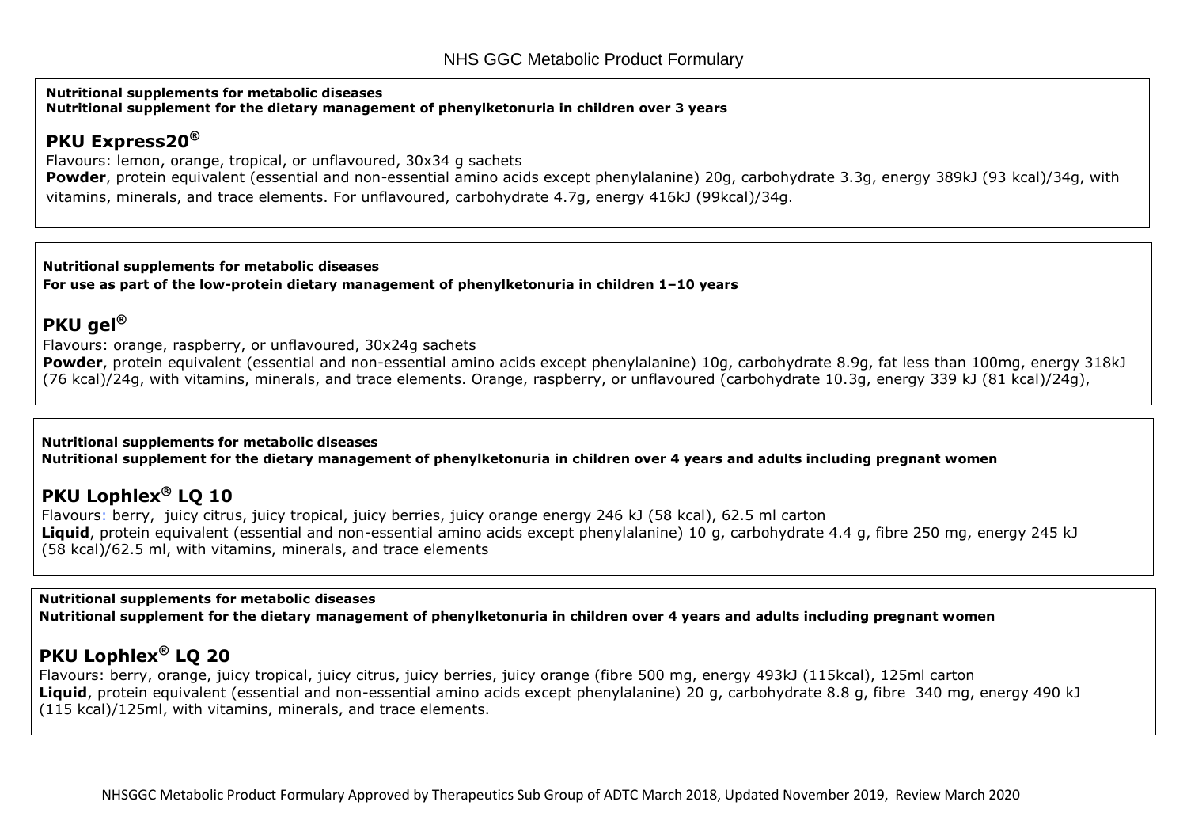**Nutritional supplements for metabolic diseases**
**Nutritional supplement for the dietary management of phenylketonuria in children over 3 years**

## PKU Express20®

Flavours: lemon, orange, tropical, or unflavoured, 30x34 g sachets
**Powder**, protein equivalent (essential and non-essential amino acids except phenylalanine) 20g, carbohydrate 3.3g, energy 389kJ (93 kcal)/34g, with vitamins, minerals, and trace elements. For unflavoured, carbohydrate 4.7g, energy 416kJ (99kcal)/34g.

**Nutritional supplements for metabolic diseases**
**For use as part of the low-protein dietary management of phenylketonuria in children 1–10 years**

## PKU gel®

Flavours: orange, raspberry, or unflavoured, 30x24g sachets
**Powder**, protein equivalent (essential and non-essential amino acids except phenylalanine) 10g, carbohydrate 8.9g, fat less than 100mg, energy 318kJ (76 kcal)/24g, with vitamins, minerals, and trace elements. Orange, raspberry, or unflavoured (carbohydrate 10.3g, energy 339 kJ (81 kcal)/24g),

**Nutritional supplements for metabolic diseases**
**Nutritional supplement for the dietary management of phenylketonuria in children over 4 years and adults including pregnant women**

## PKU Lophlex® LQ 10

Flavours: berry, juicy citrus, juicy tropical, juicy berries, juicy orange energy 246 kJ (58 kcal), 62.5 ml carton
**Liquid**, protein equivalent (essential and non-essential amino acids except phenylalanine) 10 g, carbohydrate 4.4 g, fibre 250 mg, energy 245 kJ (58 kcal)/62.5 ml, with vitamins, minerals, and trace elements

**Nutritional supplements for metabolic diseases**
**Nutritional supplement for the dietary management of phenylketonuria in children over 4 years and adults including pregnant women**

## PKU Lophlex® LQ 20

Flavours: berry, orange, juicy tropical, juicy citrus, juicy berries, juicy orange (fibre 500 mg, energy 493kJ (115kcal), 125ml carton
**Liquid**, protein equivalent (essential and non-essential amino acids except phenylalanine) 20 g, carbohydrate 8.8 g, fibre 340 mg, energy 490 kJ (115 kcal)/125ml, with vitamins, minerals, and trace elements.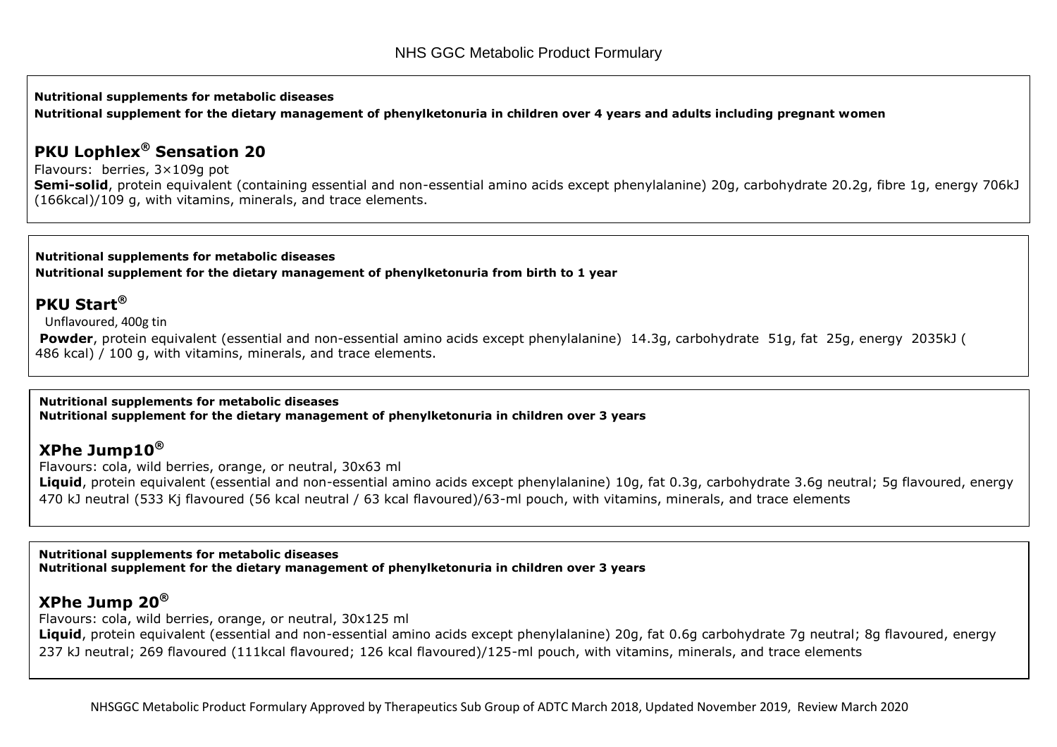**Nutritional supplements for metabolic diseases**

**Nutritional supplement for the dietary management of phenylketonuria in children over 4 years and adults including pregnant women**

## PKU Lophlex® Sensation 20

Flavours: berries, 3×109g pot

**Semi-solid**, protein equivalent (containing essential and non-essential amino acids except phenylalanine) 20g, carbohydrate 20.2g, fibre 1g, energy 706kJ (166kcal)/109 g, with vitamins, minerals, and trace elements.

**Nutritional supplements for metabolic diseases**

**Nutritional supplement for the dietary management of phenylketonuria from birth to 1 year**

## PKU Start®

Unflavoured, 400g tin

**Powder**, protein equivalent (essential and non-essential amino acids except phenylalanine) 14.3g, carbohydrate 51g, fat 25g, energy 2035kJ ( 486 kcal) / 100 g, with vitamins, minerals, and trace elements.

**Nutritional supplements for metabolic diseases**

**Nutritional supplement for the dietary management of phenylketonuria in children over 3 years**

## XPhe Jump10®

Flavours: cola, wild berries, orange, or neutral, 30x63 ml

**Liquid**, protein equivalent (essential and non-essential amino acids except phenylalanine) 10g, fat 0.3g, carbohydrate 3.6g neutral; 5g flavoured, energy 470 kJ neutral (533 Kj flavoured (56 kcal neutral / 63 kcal flavoured)/63-ml pouch, with vitamins, minerals, and trace elements

**Nutritional supplements for metabolic diseases**

**Nutritional supplement for the dietary management of phenylketonuria in children over 3 years**

## XPhe Jump 20®

Flavours: cola, wild berries, orange, or neutral, 30x125 ml

**Liquid**, protein equivalent (essential and non-essential amino acids except phenylalanine) 20g, fat 0.6g carbohydrate 7g neutral; 8g flavoured, energy 237 kJ neutral; 269 flavoured (111kcal flavoured; 126 kcal flavoured)/125-ml pouch, with vitamins, minerals, and trace elements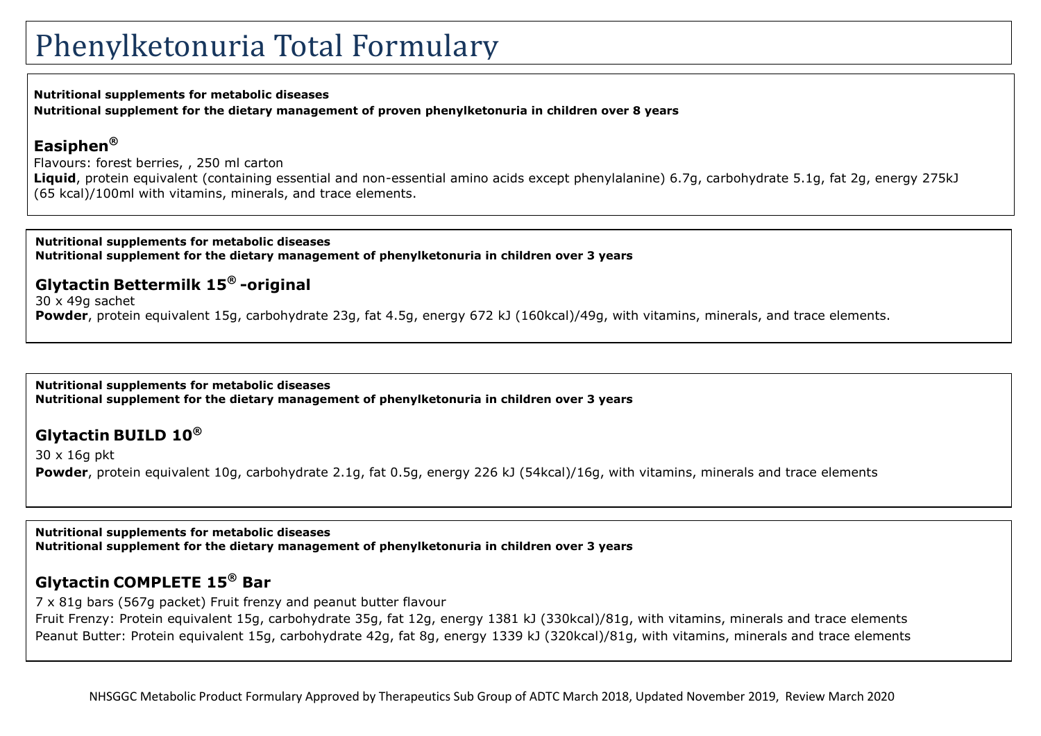# Phenylketonuria Total Formulary

**Nutritional supplements for metabolic diseases**
**Nutritional supplement for the dietary management of proven phenylketonuria in children over 8 years**

### Easiphen®

Flavours: forest berries, , 250 ml carton
**Liquid**, protein equivalent (containing essential and non-essential amino acids except phenylalanine) 6.7g, carbohydrate 5.1g, fat 2g, energy 275kJ (65 kcal)/100ml with vitamins, minerals, and trace elements.

**Nutritional supplements for metabolic diseases**
**Nutritional supplement for the dietary management of phenylketonuria in children over 3 years**

### Glytactin Bettermilk 15® -original

30 x 49g sachet
**Powder**, protein equivalent 15g, carbohydrate 23g, fat 4.5g, energy 672 kJ (160kcal)/49g, with vitamins, minerals, and trace elements.

**Nutritional supplements for metabolic diseases**
**Nutritional supplement for the dietary management of phenylketonuria in children over 3 years**

### Glytactin BUILD 10®

30 x 16g pkt
**Powder**, protein equivalent 10g, carbohydrate 2.1g, fat 0.5g, energy 226 kJ (54kcal)/16g, with vitamins, minerals and trace elements

**Nutritional supplements for metabolic diseases**
**Nutritional supplement for the dietary management of phenylketonuria in children over 3 years**

### Glytactin COMPLETE 15® Bar

7 x 81g bars (567g packet) Fruit frenzy and peanut butter flavour
Fruit Frenzy: Protein equivalent 15g, carbohydrate 35g, fat 12g, energy 1381 kJ (330kcal)/81g, with vitamins, minerals and trace elements
Peanut Butter: Protein equivalent 15g, carbohydrate 42g, fat 8g, energy 1339 kJ (320kcal)/81g, with vitamins, minerals and trace elements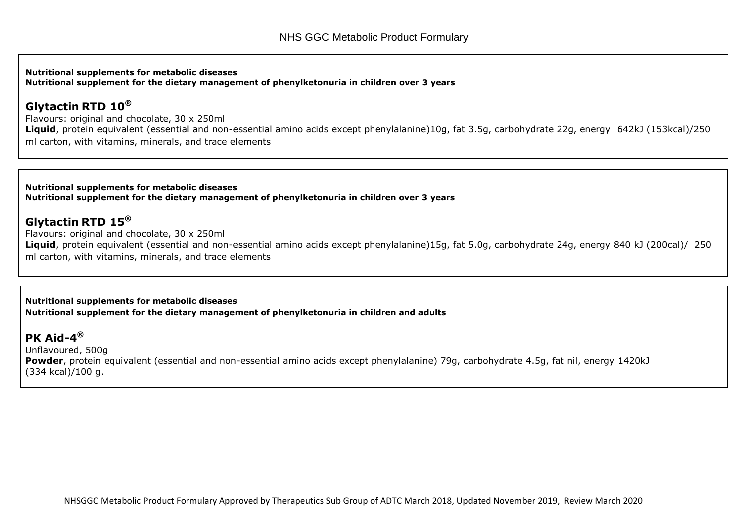**Nutritional supplements for metabolic diseases**
**Nutritional supplement for the dietary management of phenylketonuria in children over 3 years**

## Glytactin RTD 10®

Flavours: original and chocolate, 30 x 250ml
**Liquid**, protein equivalent (essential and non-essential amino acids except phenylalanine)10g, fat 3.5g, carbohydrate 22g, energy 642kJ (153kcal)/250 ml carton, with vitamins, minerals, and trace elements

**Nutritional supplements for metabolic diseases**
**Nutritional supplement for the dietary management of phenylketonuria in children over 3 years**

## Glytactin RTD 15®

Flavours: original and chocolate, 30 x 250ml
**Liquid**, protein equivalent (essential and non-essential amino acids except phenylalanine)15g, fat 5.0g, carbohydrate 24g, energy 840 kJ (200cal)/ 250 ml carton, with vitamins, minerals, and trace elements

**Nutritional supplements for metabolic diseases**
**Nutritional supplement for the dietary management of phenylketonuria in children and adults**

## PK Aid-4®

Unflavoured, 500g
**Powder**, protein equivalent (essential and non-essential amino acids except phenylalanine) 79g, carbohydrate 4.5g, fat nil, energy 1420kJ (334 kcal)/100 g.

NHSGGC Metabolic Product Formulary Approved by Therapeutics Sub Group of ADTC March 2018, Updated November 2019, Review March 2020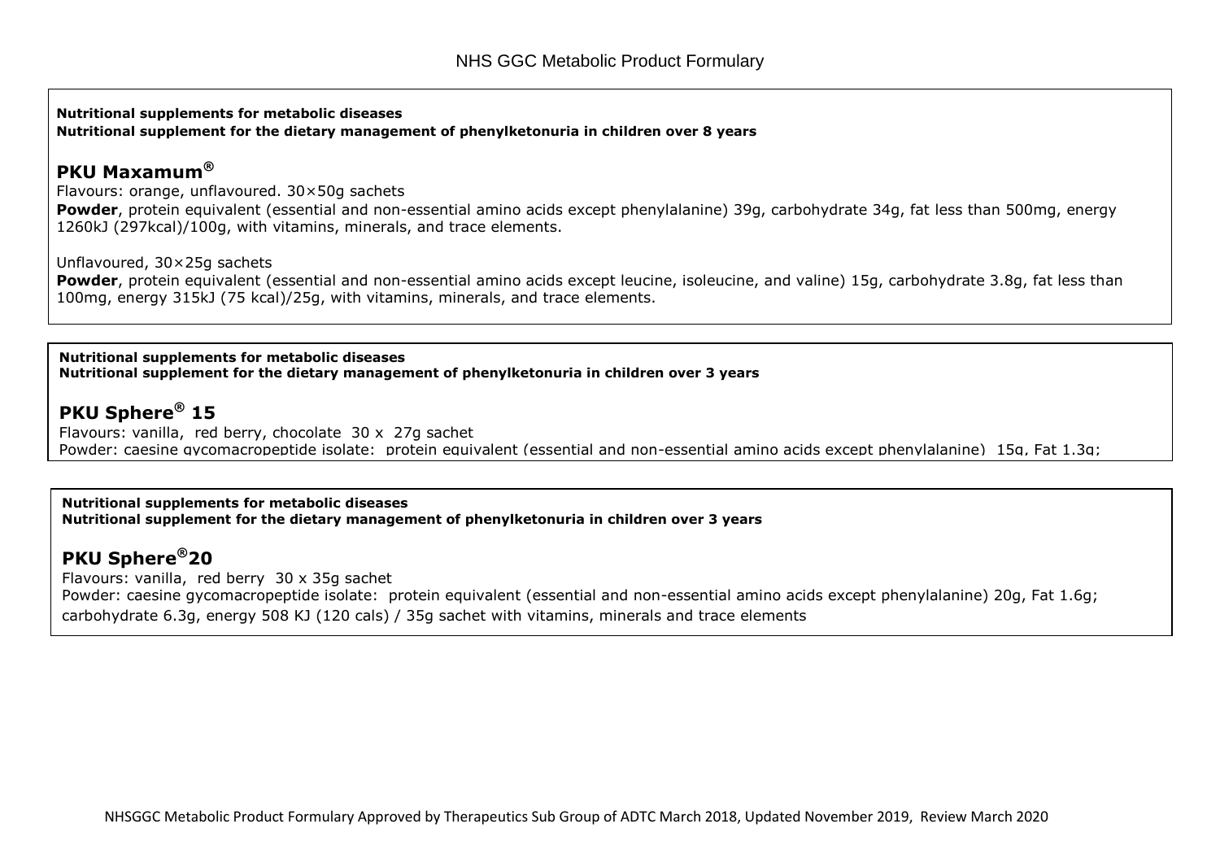**Nutritional supplements for metabolic diseases**
**Nutritional supplement for the dietary management of phenylketonuria in children over 8 years**

## PKU Maxamum®

Flavours: orange, unflavoured. 30×50g sachets
**Powder**, protein equivalent (essential and non-essential amino acids except phenylalanine) 39g, carbohydrate 34g, fat less than 500mg, energy 1260kJ (297kcal)/100g, with vitamins, minerals, and trace elements.

Unflavoured, 30×25g sachets
**Powder**, protein equivalent (essential and non-essential amino acids except leucine, isoleucine, and valine) 15g, carbohydrate 3.8g, fat less than 100mg, energy 315kJ (75 kcal)/25g, with vitamins, minerals, and trace elements.

**Nutritional supplements for metabolic diseases**
**Nutritional supplement for the dietary management of phenylketonuria in children over 3 years**

## PKU Sphere® 15

Flavours: vanilla, red berry, chocolate 30 x 27g sachet
Powder: caesine gycomacropeptide isolate: protein equivalent (essential and non-essential amino acids except phenylalanine) 15g, Fat 1.3g;

**Nutritional supplements for metabolic diseases**
**Nutritional supplement for the dietary management of phenylketonuria in children over 3 years**

## PKU Sphere®20

Flavours: vanilla, red berry 30 x 35g sachet
Powder: caesine gycomacropeptide isolate: protein equivalent (essential and non-essential amino acids except phenylalanine) 20g, Fat 1.6g; carbohydrate 6.3g, energy 508 KJ (120 cals) / 35g sachet with vitamins, minerals and trace elements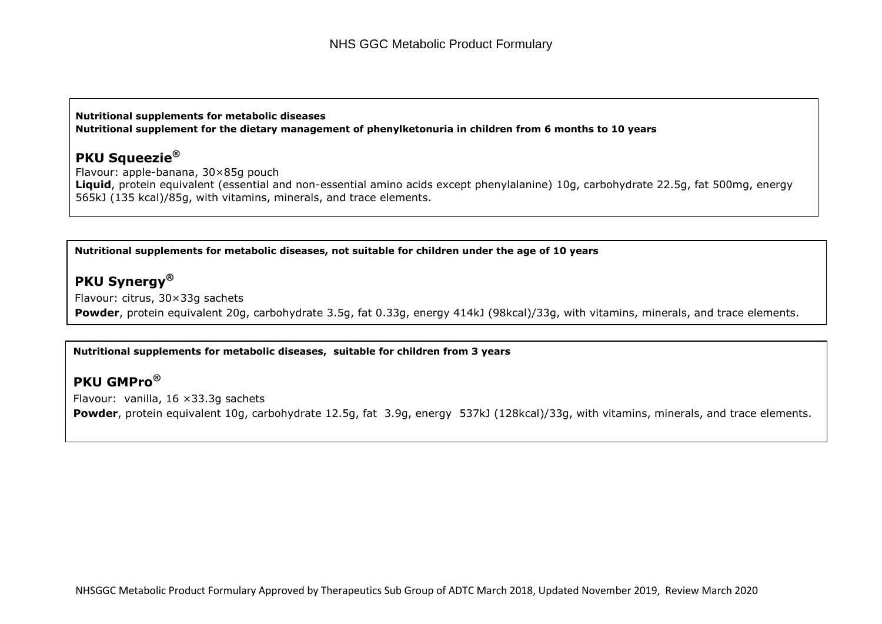**Nutritional supplements for metabolic diseases**
**Nutritional supplement for the dietary management of phenylketonuria in children from 6 months to 10 years**

## PKU Squeezie®

Flavour: apple-banana, 30×85g pouch
**Liquid**, protein equivalent (essential and non-essential amino acids except phenylalanine) 10g, carbohydrate 22.5g, fat 500mg, energy 565kJ (135 kcal)/85g, with vitamins, minerals, and trace elements.

---

**Nutritional supplements for metabolic diseases, not suitable for children under the age of 10 years**

## PKU Synergy®

Flavour: citrus, 30×33g sachets
**Powder**, protein equivalent 20g, carbohydrate 3.5g, fat 0.33g, energy 414kJ (98kcal)/33g, with vitamins, minerals, and trace elements.

---

**Nutritional supplements for metabolic diseases, suitable for children from 3 years**

## PKU GMPro®

Flavour: vanilla, 16 ×33.3g sachets
**Powder**, protein equivalent 10g, carbohydrate 12.5g, fat 3.9g, energy 537kJ (128kcal)/33g, with vitamins, minerals, and trace elements.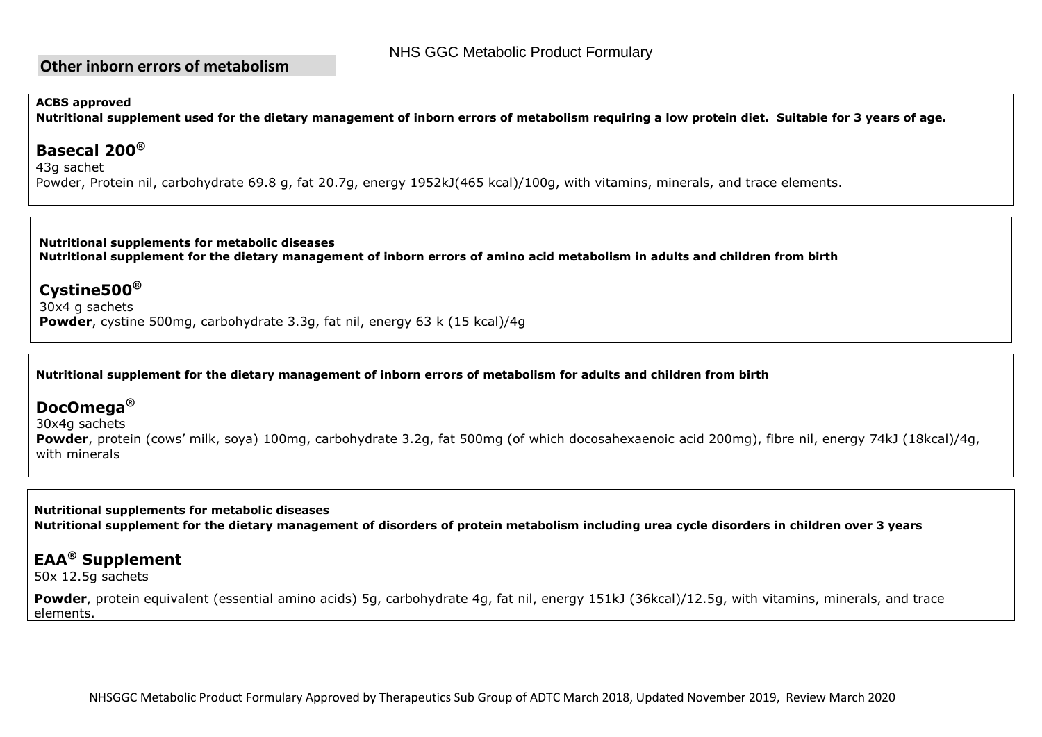## Other inborn errors of metabolism

**ACBS approved**
**Nutritional supplement used for the dietary management of inborn errors of metabolism requiring a low protein diet. Suitable for 3 years of age.**

### Basecal 200®

43g sachet
Powder, Protein nil, carbohydrate 69.8 g, fat 20.7g, energy 1952kJ(465 kcal)/100g, with vitamins, minerals, and trace elements.

**Nutritional supplements for metabolic diseases**
**Nutritional supplement for the dietary management of inborn errors of amino acid metabolism in adults and children from birth**

### Cystine500®

30x4 g sachets
**Powder**, cystine 500mg, carbohydrate 3.3g, fat nil, energy 63 k (15 kcal)/4g

**Nutritional supplement for the dietary management of inborn errors of metabolism for adults and children from birth**

### DocOmega®

30x4g sachets
**Powder**, protein (cows' milk, soya) 100mg, carbohydrate 3.2g, fat 500mg (of which docosahexaenoic acid 200mg), fibre nil, energy 74kJ (18kcal)/4g, with minerals

**Nutritional supplements for metabolic diseases**
**Nutritional supplement for the dietary management of disorders of protein metabolism including urea cycle disorders in children over 3 years**

### EAA® Supplement

50x 12.5g sachets

**Powder**, protein equivalent (essential amino acids) 5g, carbohydrate 4g, fat nil, energy 151kJ (36kcal)/12.5g, with vitamins, minerals, and trace elements.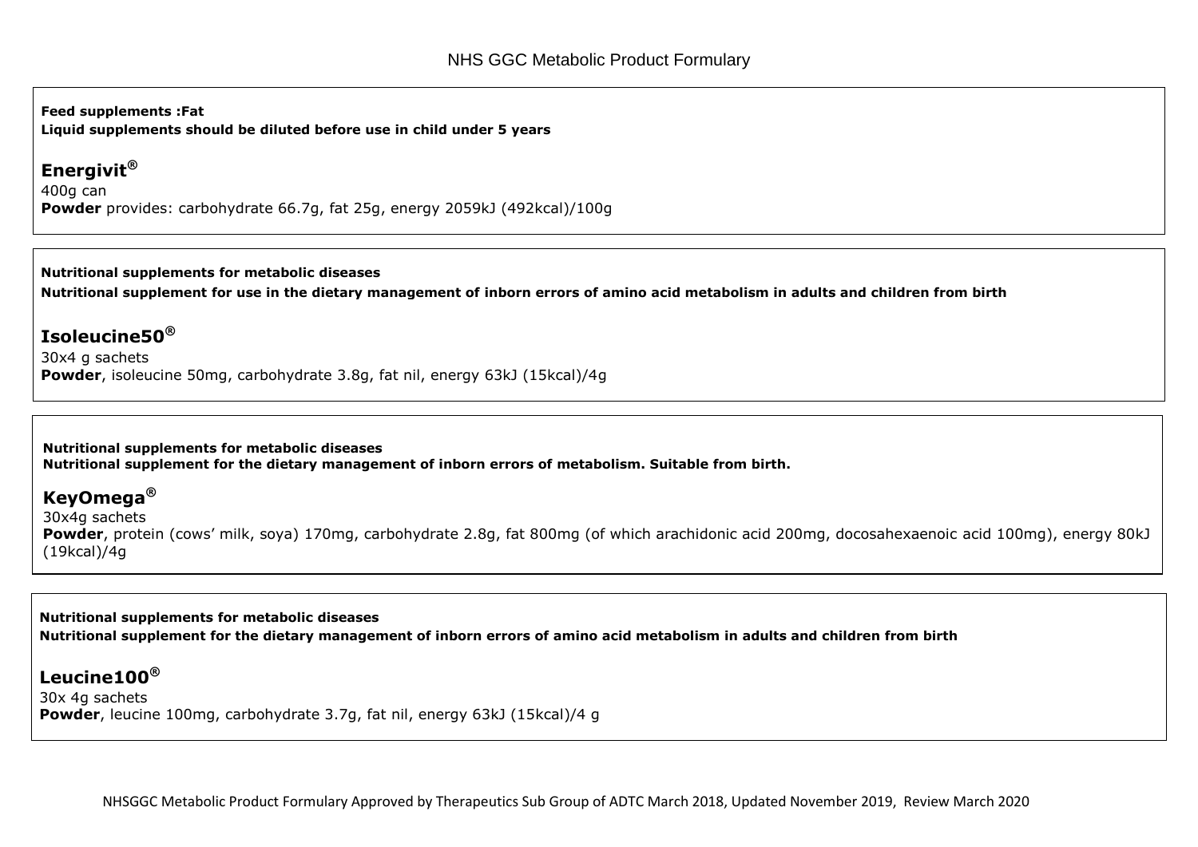**Feed supplements :Fat**
**Liquid supplements should be diluted before use in child under 5 years**

## Energivit®

400g can
**Powder** provides: carbohydrate 66.7g, fat 25g, energy 2059kJ (492kcal)/100g

**Nutritional supplements for metabolic diseases**
**Nutritional supplement for use in the dietary management of inborn errors of amino acid metabolism in adults and children from birth**

## Isoleucine50®

30x4 g sachets
**Powder**, isoleucine 50mg, carbohydrate 3.8g, fat nil, energy 63kJ (15kcal)/4g

**Nutritional supplements for metabolic diseases**
**Nutritional supplement for the dietary management of inborn errors of metabolism. Suitable from birth.**

## KeyOmega®

30x4g sachets
**Powder**, protein (cows' milk, soya) 170mg, carbohydrate 2.8g, fat 800mg (of which arachidonic acid 200mg, docosahexaenoic acid 100mg), energy 80kJ (19kcal)/4g

**Nutritional supplements for metabolic diseases**
**Nutritional supplement for the dietary management of inborn errors of amino acid metabolism in adults and children from birth**

## Leucine100®

30x 4g sachets
**Powder**, leucine 100mg, carbohydrate 3.7g, fat nil, energy 63kJ (15kcal)/4 g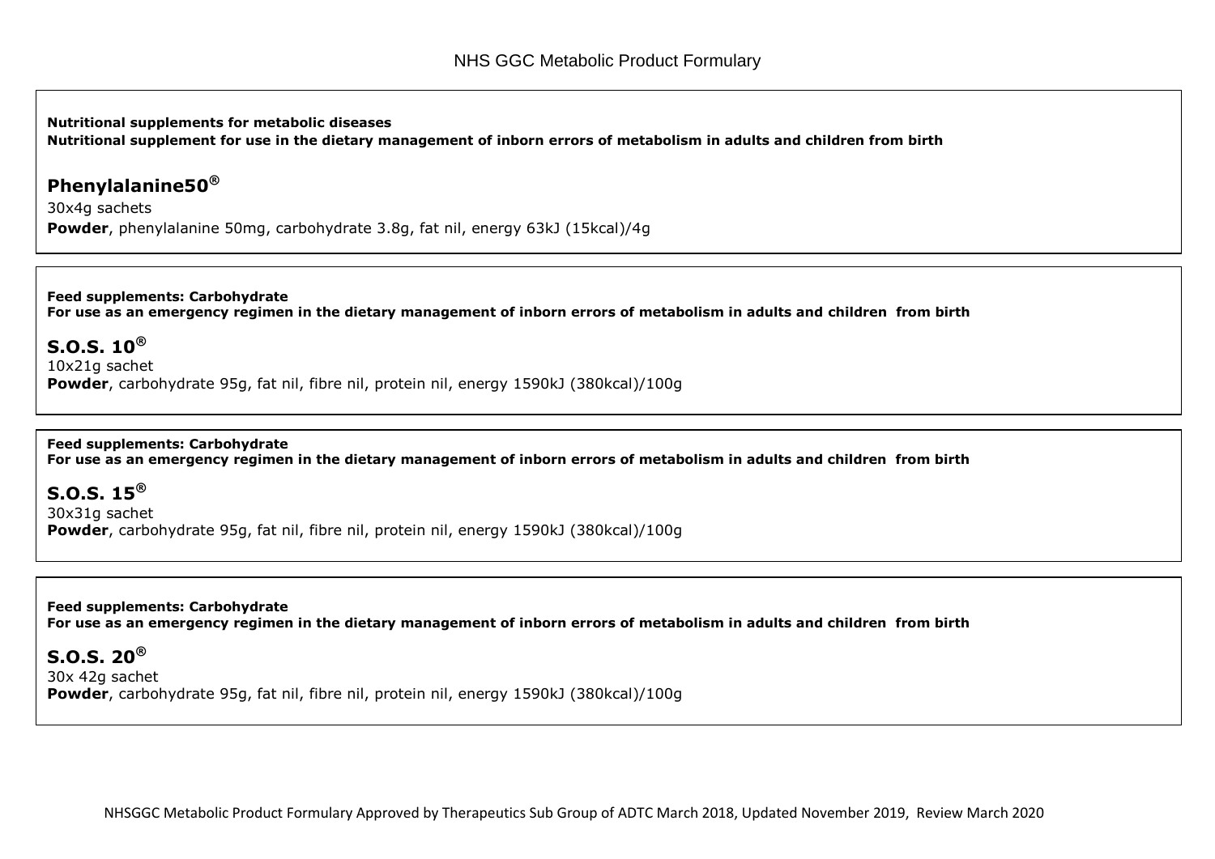**Nutritional supplements for metabolic diseases**
**Nutritional supplement for use in the dietary management of inborn errors of metabolism in adults and children from birth**

## Phenylalanine50®

30x4g sachets
**Powder**, phenylalanine 50mg, carbohydrate 3.8g, fat nil, energy 63kJ (15kcal)/4g

---

**Feed supplements: Carbohydrate**
**For use as an emergency regimen in the dietary management of inborn errors of metabolism in adults and children from birth**

## S.O.S. 10®

10x21g sachet
**Powder**, carbohydrate 95g, fat nil, fibre nil, protein nil, energy 1590kJ (380kcal)/100g

---

**Feed supplements: Carbohydrate**
**For use as an emergency regimen in the dietary management of inborn errors of metabolism in adults and children from birth**

## S.O.S. 15®

30x31g sachet
**Powder**, carbohydrate 95g, fat nil, fibre nil, protein nil, energy 1590kJ (380kcal)/100g

---

**Feed supplements: Carbohydrate**
**For use as an emergency regimen in the dietary management of inborn errors of metabolism in adults and children from birth**

## S.O.S. 20®

30x 42g sachet
**Powder**, carbohydrate 95g, fat nil, fibre nil, protein nil, energy 1590kJ (380kcal)/100g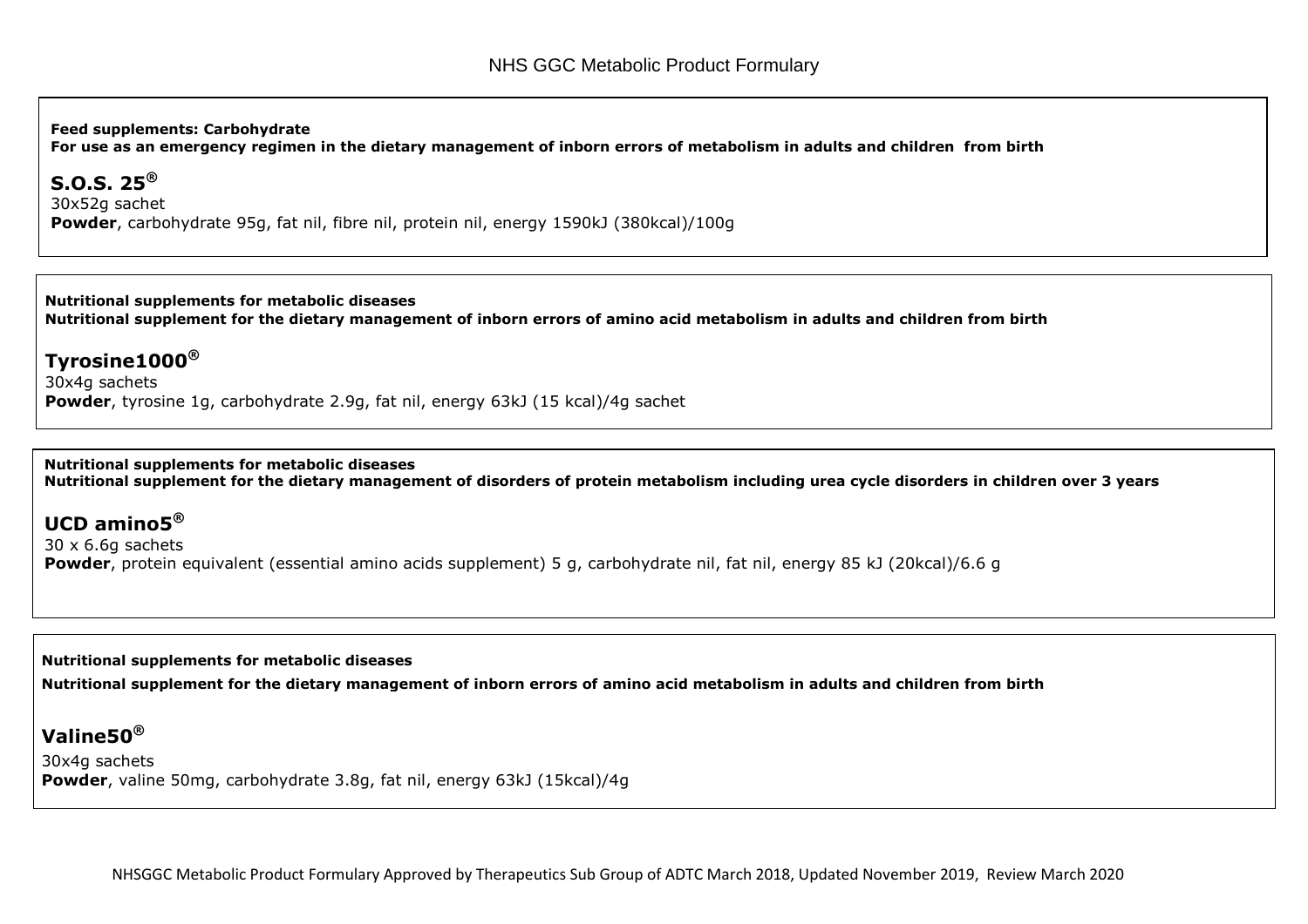**Feed supplements: Carbohydrate**
**For use as an emergency regimen in the dietary management of inborn errors of metabolism in adults and children from birth**

## S.O.S. 25®

30x52g sachet
**Powder**, carbohydrate 95g, fat nil, fibre nil, protein nil, energy 1590kJ (380kcal)/100g

**Nutritional supplements for metabolic diseases**
**Nutritional supplement for the dietary management of inborn errors of amino acid metabolism in adults and children from birth**

## Tyrosine1000®

30x4g sachets
**Powder**, tyrosine 1g, carbohydrate 2.9g, fat nil, energy 63kJ (15 kcal)/4g sachet

**Nutritional supplements for metabolic diseases**
**Nutritional supplement for the dietary management of disorders of protein metabolism including urea cycle disorders in children over 3 years**

## UCD amino5®

30 x 6.6g sachets
**Powder**, protein equivalent (essential amino acids supplement) 5 g, carbohydrate nil, fat nil, energy 85 kJ (20kcal)/6.6 g

**Nutritional supplements for metabolic diseases**

**Nutritional supplement for the dietary management of inborn errors of amino acid metabolism in adults and children from birth**

## Valine50®

30x4g sachets
**Powder**, valine 50mg, carbohydrate 3.8g, fat nil, energy 63kJ (15kcal)/4g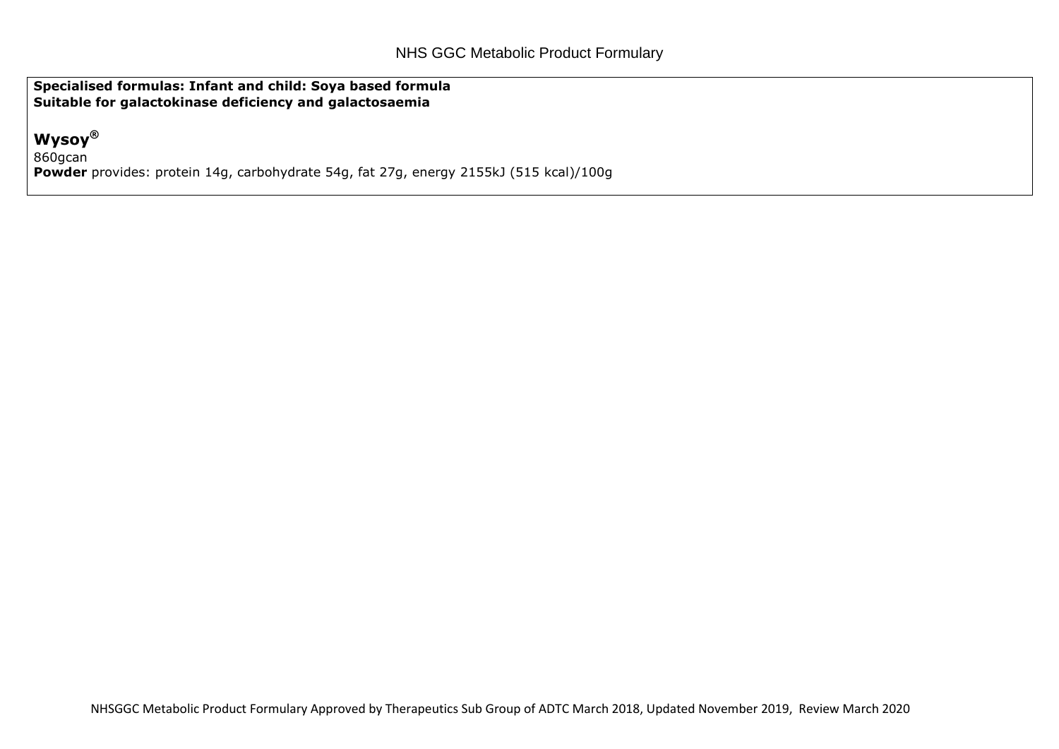**Specialised formulas: Infant and child: Soya based formula**
**Suitable for galactokinase deficiency and galactosaemia**

## Wysoy®

860gcan
**Powder** provides: protein 14g, carbohydrate 54g, fat 27g, energy 2155kJ (515 kcal)/100g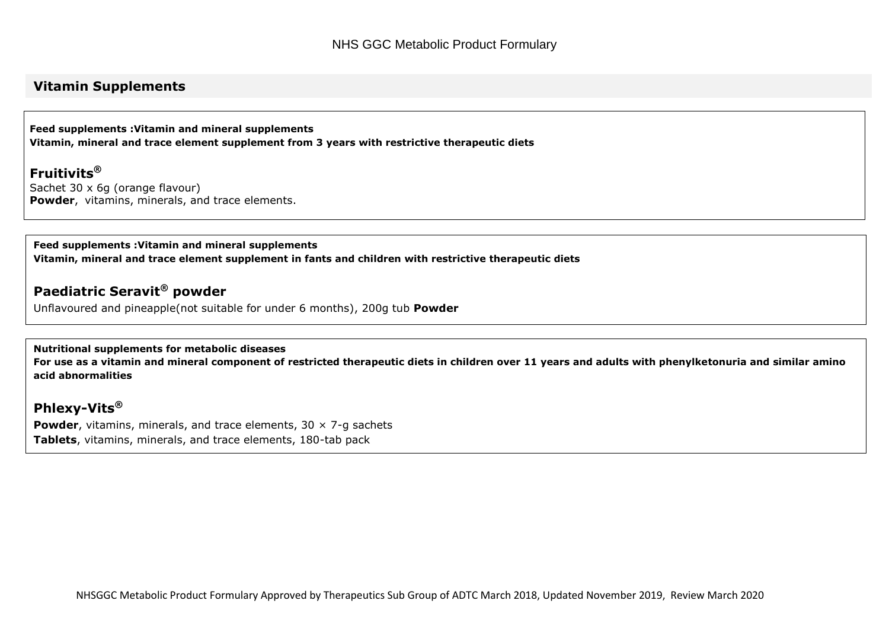## Vitamin Supplements

**Feed supplements :Vitamin and mineral supplements**
**Vitamin, mineral and trace element supplement from 3 years with restrictive therapeutic diets**

### Fruitivits®

Sachet 30 x 6g (orange flavour)
**Powder**, vitamins, minerals, and trace elements.

---

**Feed supplements :Vitamin and mineral supplements**
**Vitamin, mineral and trace element supplement in fants and children with restrictive therapeutic diets**

### Paediatric Seravit® powder

Unflavoured and pineapple(not suitable for under 6 months), 200g tub **Powder**

---

**Nutritional supplements for metabolic diseases**
**For use as a vitamin and mineral component of restricted therapeutic diets in children over 11 years and adults with phenylketonuria and similar amino acid abnormalities**

### Phlexy-Vits®

**Powder**, vitamins, minerals, and trace elements, 30 × 7-g sachets
**Tablets**, vitamins, minerals, and trace elements, 180-tab pack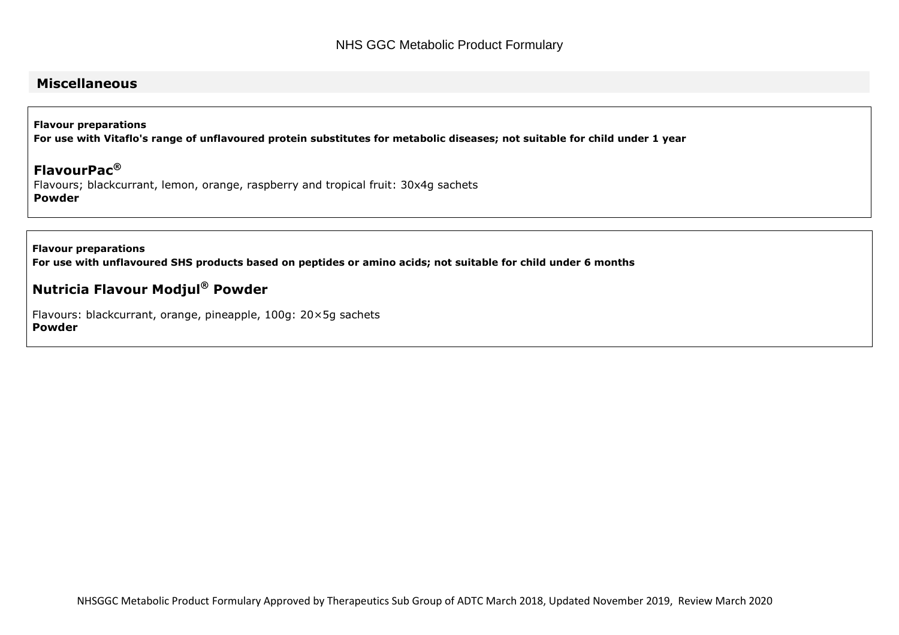## Miscellaneous

**Flavour preparations**
**For use with Vitaflo's range of unflavoured protein substitutes for metabolic diseases; not suitable for child under 1 year**

### FlavourPac®

Flavours; blackcurrant, lemon, orange, raspberry and tropical fruit: 30x4g sachets
**Powder**

**Flavour preparations**
**For use with unflavoured SHS products based on peptides or amino acids; not suitable for child under 6 months**

### Nutricia Flavour Modjul® Powder

Flavours: blackcurrant, orange, pineapple, 100g: 20×5g sachets
**Powder**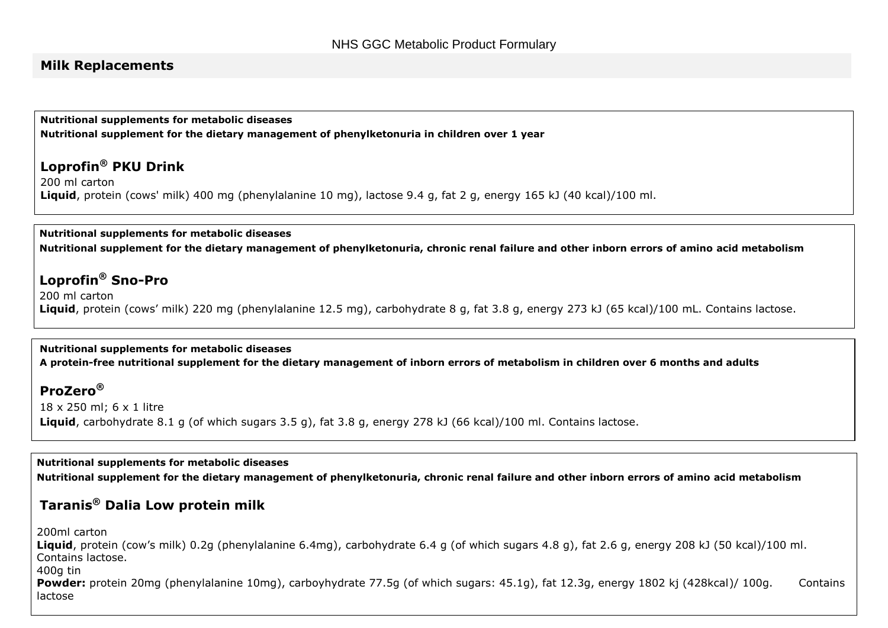## Milk Replacements

**Nutritional supplements for metabolic diseases**

**Nutritional supplement for the dietary management of phenylketonuria in children over 1 year**

### Loprofin® PKU Drink

200 ml carton

**Liquid**, protein (cows' milk) 400 mg (phenylalanine 10 mg), lactose 9.4 g, fat 2 g, energy 165 kJ (40 kcal)/100 ml.

**Nutritional supplements for metabolic diseases**

**Nutritional supplement for the dietary management of phenylketonuria, chronic renal failure and other inborn errors of amino acid metabolism**

### Loprofin® Sno-Pro

200 ml carton

**Liquid**, protein (cows' milk) 220 mg (phenylalanine 12.5 mg), carbohydrate 8 g, fat 3.8 g, energy 273 kJ (65 kcal)/100 mL. Contains lactose.

**Nutritional supplements for metabolic diseases**

**A protein-free nutritional supplement for the dietary management of inborn errors of metabolism in children over 6 months and adults**

### ProZero®

18 x 250 ml; 6 x 1 litre

**Liquid**, carbohydrate 8.1 g (of which sugars 3.5 g), fat 3.8 g, energy 278 kJ (66 kcal)/100 ml. Contains lactose.

**Nutritional supplements for metabolic diseases**

**Nutritional supplement for the dietary management of phenylketonuria, chronic renal failure and other inborn errors of amino acid metabolism**

### Taranis® Dalia Low protein milk

200ml carton

**Liquid**, protein (cow's milk) 0.2g (phenylalanine 6.4mg), carbohydrate 6.4 g (of which sugars 4.8 g), fat 2.6 g, energy 208 kJ (50 kcal)/100 ml. Contains lactose.

400g tin

**Powder:** protein 20mg (phenylalanine 10mg), carboyhydrate 77.5g (of which sugars: 45.1g), fat 12.3g, energy 1802 kj (428kcal)/ 100g. Contains lactose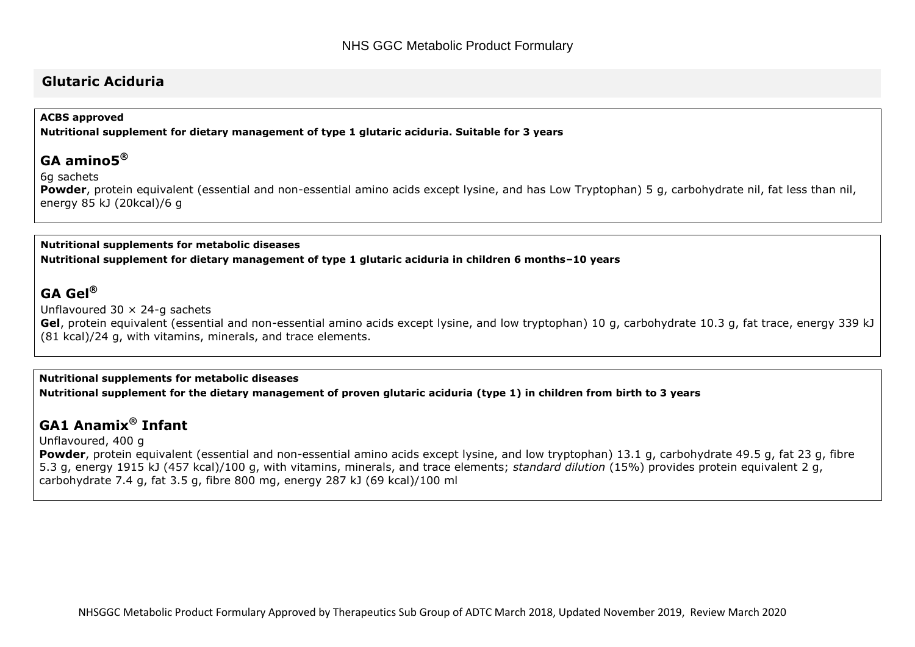## Glutaric Aciduria

**ACBS approved**

**Nutritional supplement for dietary management of type 1 glutaric aciduria. Suitable for 3 years**

### GA amino5®

6g sachets

**Powder**, protein equivalent (essential and non-essential amino acids except lysine, and has Low Tryptophan) 5 g, carbohydrate nil, fat less than nil, energy 85 kJ (20kcal)/6 g

**Nutritional supplements for metabolic diseases**

**Nutritional supplement for dietary management of type 1 glutaric aciduria in children 6 months–10 years**

### GA Gel®

Unflavoured 30 × 24-g sachets

**Gel**, protein equivalent (essential and non-essential amino acids except lysine, and low tryptophan) 10 g, carbohydrate 10.3 g, fat trace, energy 339 kJ (81 kcal)/24 g, with vitamins, minerals, and trace elements.

**Nutritional supplements for metabolic diseases**

**Nutritional supplement for the dietary management of proven glutaric aciduria (type 1) in children from birth to 3 years**

### GA1 Anamix® Infant

Unflavoured, 400 g

**Powder**, protein equivalent (essential and non-essential amino acids except lysine, and low tryptophan) 13.1 g, carbohydrate 49.5 g, fat 23 g, fibre 5.3 g, energy 1915 kJ (457 kcal)/100 g, with vitamins, minerals, and trace elements; *standard dilution* (15%) provides protein equivalent 2 g, carbohydrate 7.4 g, fat 3.5 g, fibre 800 mg, energy 287 kJ (69 kcal)/100 ml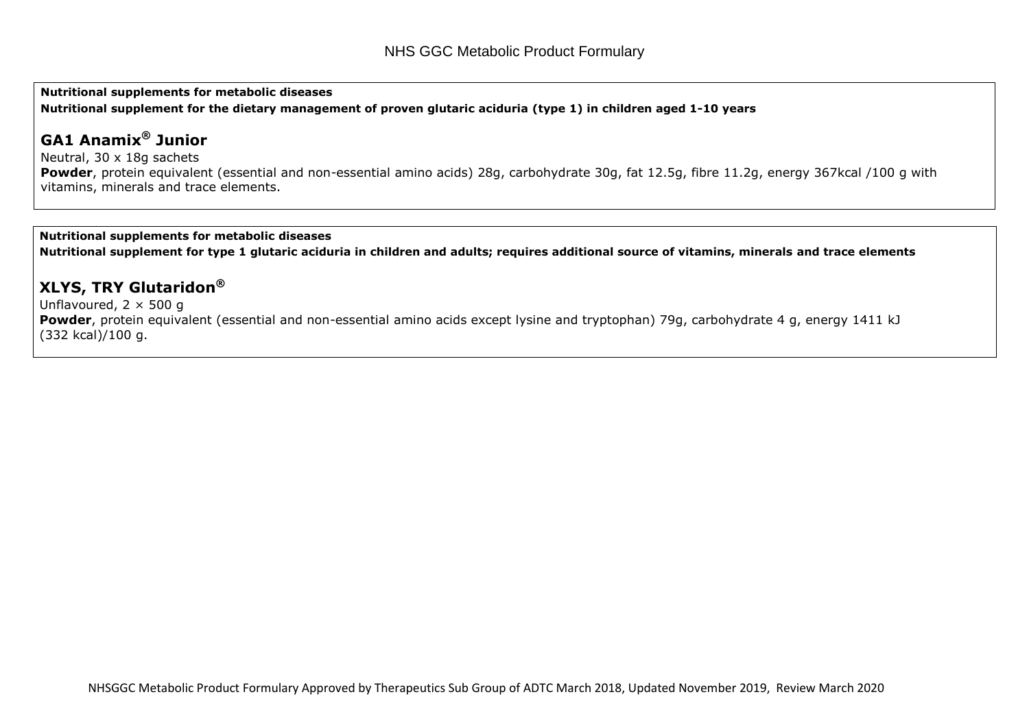**Nutritional supplements for metabolic diseases**

**Nutritional supplement for the dietary management of proven glutaric aciduria (type 1) in children aged 1-10 years**

## GA1 Anamix® Junior

Neutral, 30 x 18g sachets

**Powder**, protein equivalent (essential and non-essential amino acids) 28g, carbohydrate 30g, fat 12.5g, fibre 11.2g, energy 367kcal /100 g with vitamins, minerals and trace elements.

**Nutritional supplements for metabolic diseases**

**Nutritional supplement for type 1 glutaric aciduria in children and adults; requires additional source of vitamins, minerals and trace elements**

## XLYS, TRY Glutaridon®

Unflavoured, 2 × 500 g

**Powder**, protein equivalent (essential and non-essential amino acids except lysine and tryptophan) 79g, carbohydrate 4 g, energy 1411 kJ (332 kcal)/100 g.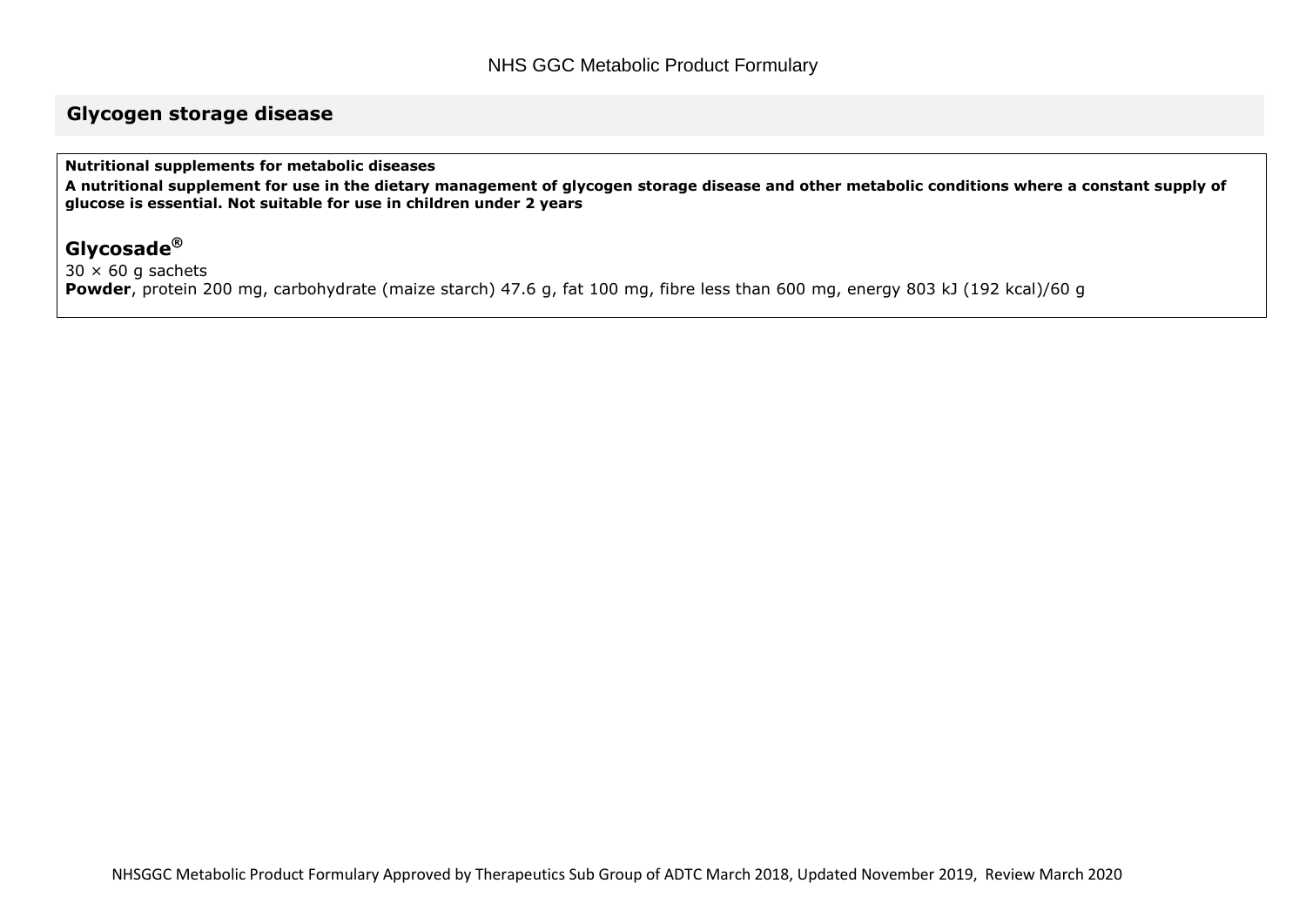## Glycogen storage disease

**Nutritional supplements for metabolic diseases**

**A nutritional supplement for use in the dietary management of glycogen storage disease and other metabolic conditions where a constant supply of glucose is essential. Not suitable for use in children under 2 years**

### Glycosade®

30 × 60 g sachets

**Powder**, protein 200 mg, carbohydrate (maize starch) 47.6 g, fat 100 mg, fibre less than 600 mg, energy 803 kJ (192 kcal)/60 g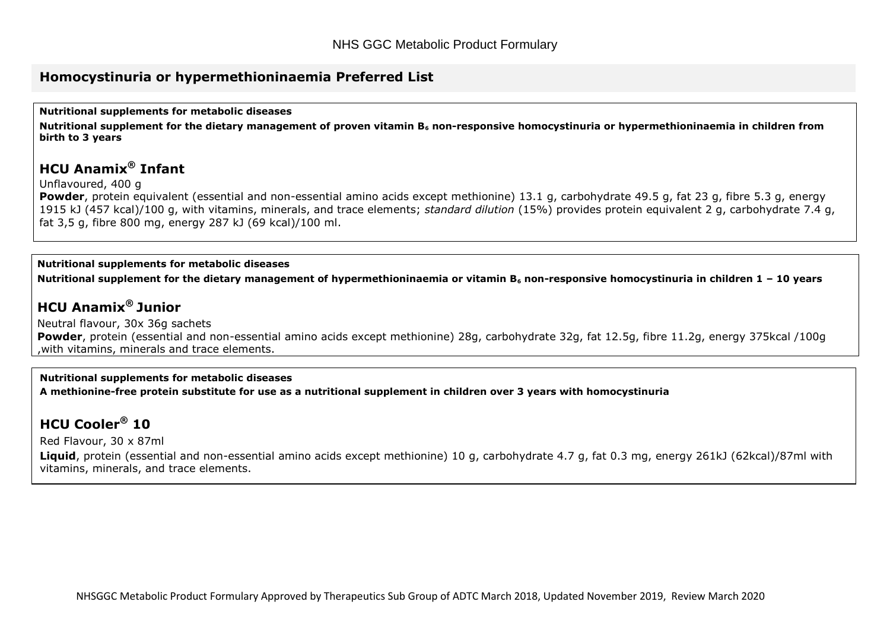## Homocystinuria or hypermethioninaemia Preferred List

**Nutritional supplements for metabolic diseases**

**Nutritional supplement for the dietary management of proven vitamin $B_6$ non-responsive homocystinuria or hypermethioninaemia in children from birth to 3 years**

### HCU Anamix® Infant

Unflavoured, 400 g

**Powder**, protein equivalent (essential and non-essential amino acids except methionine) 13.1 g, carbohydrate 49.5 g, fat 23 g, fibre 5.3 g, energy 1915 kJ (457 kcal)/100 g, with vitamins, minerals, and trace elements; *standard dilution* (15%) provides protein equivalent 2 g, carbohydrate 7.4 g, fat 3,5 g, fibre 800 mg, energy 287 kJ (69 kcal)/100 ml.

**Nutritional supplements for metabolic diseases**

**Nutritional supplement for the dietary management of hypermethioninaemia or vitamin $B_6$ non-responsive homocystinuria in children 1 – 10 years**

### HCU Anamix® Junior

Neutral flavour, 30x 36g sachets

**Powder**, protein (essential and non-essential amino acids except methionine) 28g, carbohydrate 32g, fat 12.5g, fibre 11.2g, energy 375kcal /100g ,with vitamins, minerals and trace elements.

**Nutritional supplements for metabolic diseases**

**A methionine-free protein substitute for use as a nutritional supplement in children over 3 years with homocystinuria**

### HCU Cooler® 10

Red Flavour, 30 x 87ml

**Liquid**, protein (essential and non-essential amino acids except methionine) 10 g, carbohydrate 4.7 g, fat 0.3 mg, energy 261kJ (62kcal)/87ml with vitamins, minerals, and trace elements.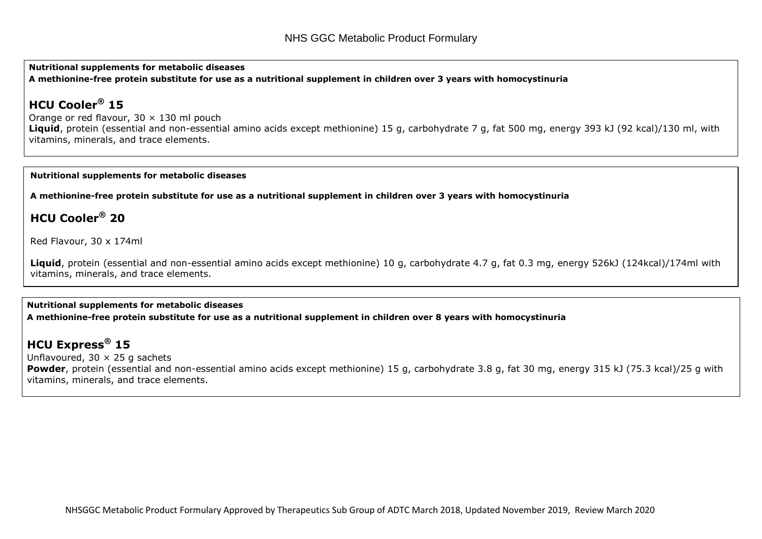**Nutritional supplements for metabolic diseases**

**A methionine-free protein substitute for use as a nutritional supplement in children over 3 years with homocystinuria**

## HCU Cooler® 15

Orange or red flavour, 30 × 130 ml pouch

**Liquid**, protein (essential and non-essential amino acids except methionine) 15 g, carbohydrate 7 g, fat 500 mg, energy 393 kJ (92 kcal)/130 ml, with vitamins, minerals, and trace elements.

**Nutritional supplements for metabolic diseases**

**A methionine-free protein substitute for use as a nutritional supplement in children over 3 years with homocystinuria**

## HCU Cooler® 20

Red Flavour, 30 x 174ml

**Liquid**, protein (essential and non-essential amino acids except methionine) 10 g, carbohydrate 4.7 g, fat 0.3 mg, energy 526kJ (124kcal)/174ml with vitamins, minerals, and trace elements.

**Nutritional supplements for metabolic diseases**

**A methionine-free protein substitute for use as a nutritional supplement in children over 8 years with homocystinuria**

## HCU Express® 15

Unflavoured, 30 × 25 g sachets

**Powder**, protein (essential and non-essential amino acids except methionine) 15 g, carbohydrate 3.8 g, fat 30 mg, energy 315 kJ (75.3 kcal)/25 g with vitamins, minerals, and trace elements.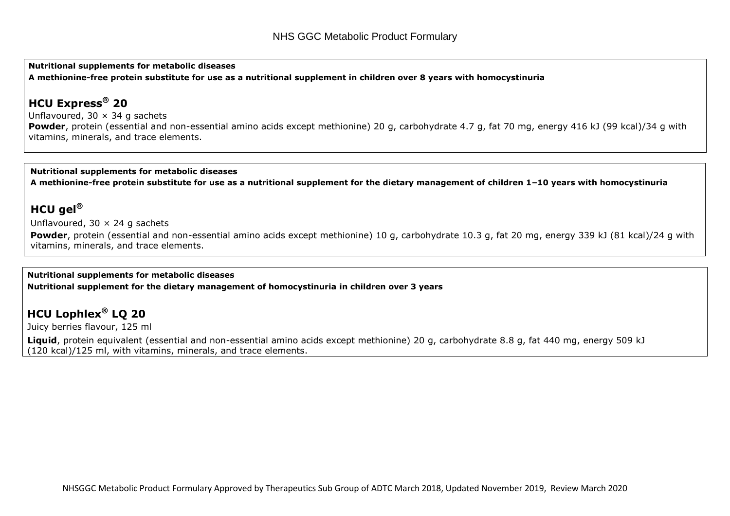**Nutritional supplements for metabolic diseases**

**A methionine-free protein substitute for use as a nutritional supplement in children over 8 years with homocystinuria**

## HCU Express® 20

Unflavoured, 30 × 34 g sachets

**Powder**, protein (essential and non-essential amino acids except methionine) 20 g, carbohydrate 4.7 g, fat 70 mg, energy 416 kJ (99 kcal)/34 g with vitamins, minerals, and trace elements.

**Nutritional supplements for metabolic diseases**

**A methionine-free protein substitute for use as a nutritional supplement for the dietary management of children 1–10 years with homocystinuria**

## HCU gel®

Unflavoured, 30 × 24 g sachets

**Powder**, protein (essential and non-essential amino acids except methionine) 10 g, carbohydrate 10.3 g, fat 20 mg, energy 339 kJ (81 kcal)/24 g with vitamins, minerals, and trace elements.

**Nutritional supplements for metabolic diseases**

**Nutritional supplement for the dietary management of homocystinuria in children over 3 years**

## HCU Lophlex® LQ 20

Juicy berries flavour, 125 ml

**Liquid**, protein equivalent (essential and non-essential amino acids except methionine) 20 g, carbohydrate 8.8 g, fat 440 mg, energy 509 kJ (120 kcal)/125 ml, with vitamins, minerals, and trace elements.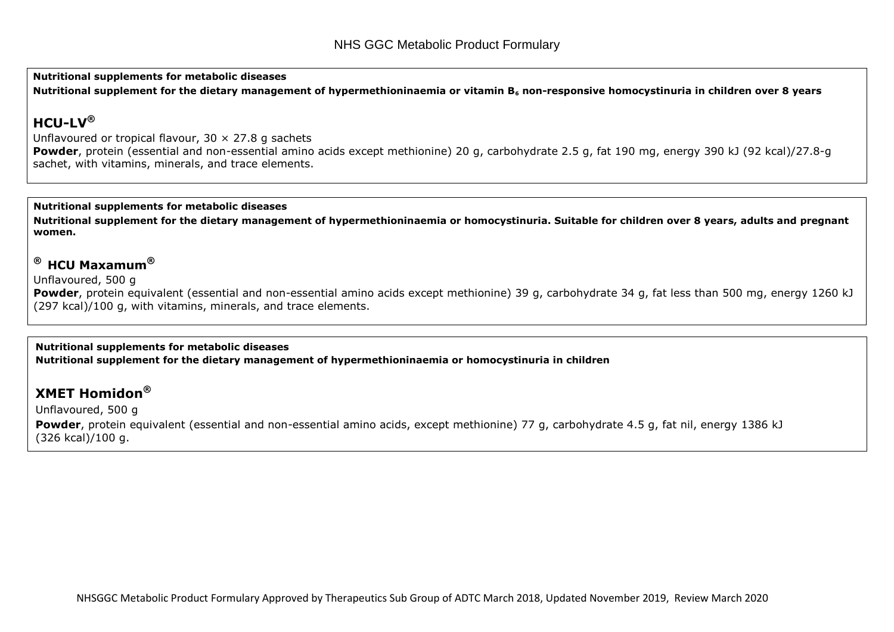**Nutritional supplements for metabolic diseases**

**Nutritional supplement for the dietary management of hypermethioninaemia or vitamin $B_6$ non-responsive homocystinuria in children over 8 years**

## HCU-LV®

Unflavoured or tropical flavour, 30 × 27.8 g sachets

**Powder**, protein (essential and non-essential amino acids except methionine) 20 g, carbohydrate 2.5 g, fat 190 mg, energy 390 kJ (92 kcal)/27.8-g sachet, with vitamins, minerals, and trace elements.

**Nutritional supplements for metabolic diseases**

**Nutritional supplement for the dietary management of hypermethioninaemia or homocystinuria. Suitable for children over 8 years, adults and pregnant women.**

## ® HCU Maxamum®

Unflavoured, 500 g

**Powder**, protein equivalent (essential and non-essential amino acids except methionine) 39 g, carbohydrate 34 g, fat less than 500 mg, energy 1260 kJ (297 kcal)/100 g, with vitamins, minerals, and trace elements.

**Nutritional supplements for metabolic diseases**

**Nutritional supplement for the dietary management of hypermethioninaemia or homocystinuria in children**

## XMET Homidon®

Unflavoured, 500 g

**Powder**, protein equivalent (essential and non-essential amino acids, except methionine) 77 g, carbohydrate 4.5 g, fat nil, energy 1386 kJ (326 kcal)/100 g.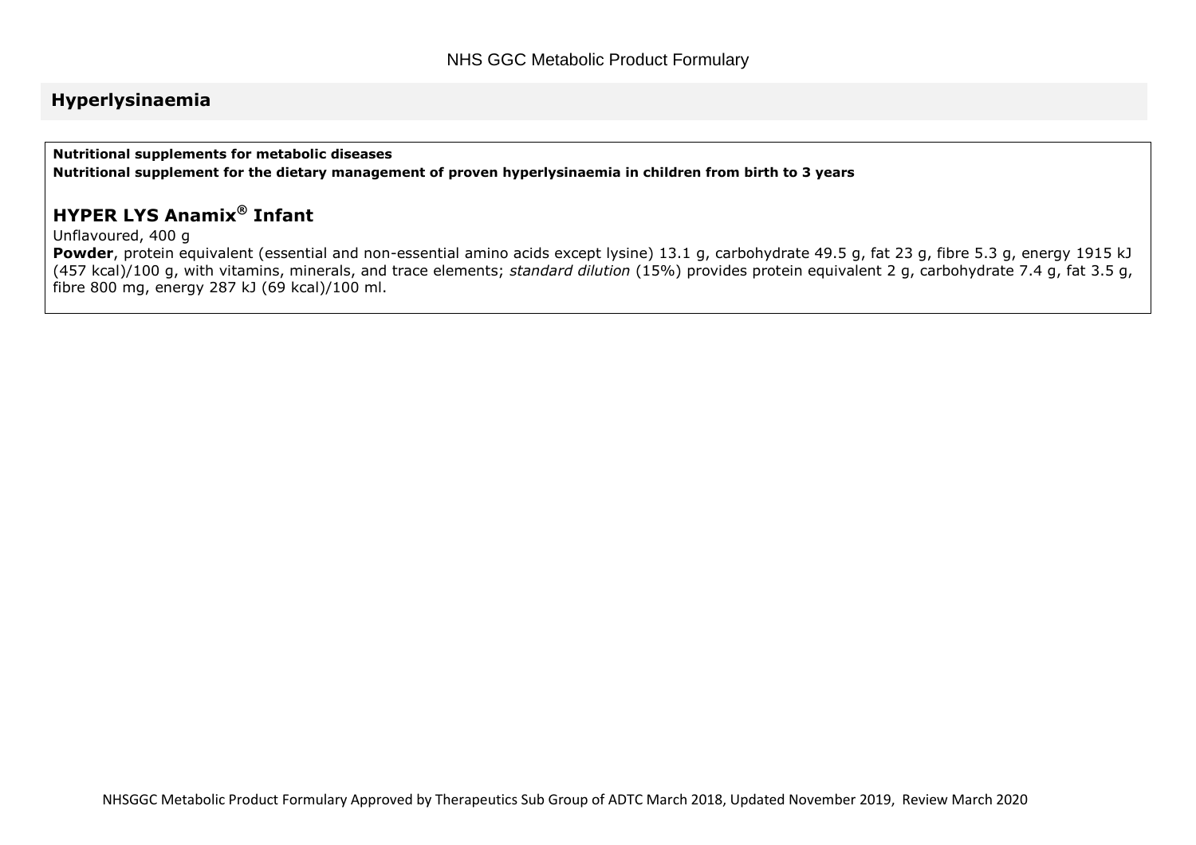## Hyperlysinaemia

**Nutritional supplements for metabolic diseases**
**Nutritional supplement for the dietary management of proven hyperlysinaemia in children from birth to 3 years**

### HYPER LYS Anamix® Infant

Unflavoured, 400 g

**Powder**, protein equivalent (essential and non-essential amino acids except lysine) 13.1 g, carbohydrate 49.5 g, fat 23 g, fibre 5.3 g, energy 1915 kJ (457 kcal)/100 g, with vitamins, minerals, and trace elements; *standard dilution* (15%) provides protein equivalent 2 g, carbohydrate 7.4 g, fat 3.5 g, fibre 800 mg, energy 287 kJ (69 kcal)/100 ml.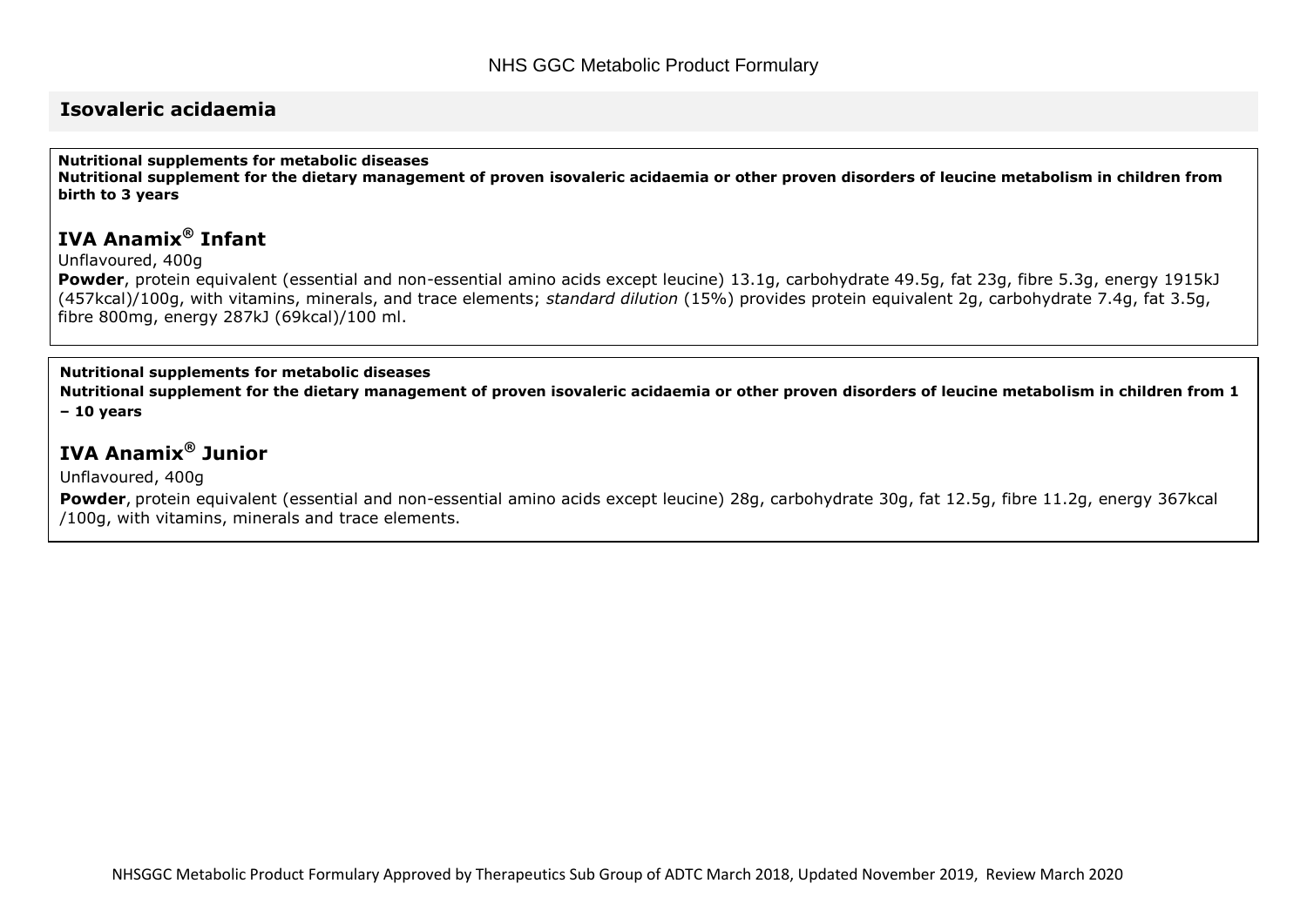## Isovaleric acidaemia

**Nutritional supplements for metabolic diseases**
**Nutritional supplement for the dietary management of proven isovaleric acidaemia or other proven disorders of leucine metabolism in children from birth to 3 years**

### IVA Anamix® Infant

Unflavoured, 400g

**Powder**, protein equivalent (essential and non-essential amino acids except leucine) 13.1g, carbohydrate 49.5g, fat 23g, fibre 5.3g, energy 1915kJ (457kcal)/100g, with vitamins, minerals, and trace elements; *standard dilution* (15%) provides protein equivalent 2g, carbohydrate 7.4g, fat 3.5g, fibre 800mg, energy 287kJ (69kcal)/100 ml.

**Nutritional supplements for metabolic diseases**
**Nutritional supplement for the dietary management of proven isovaleric acidaemia or other proven disorders of leucine metabolism in children from 1 – 10 years**

### IVA Anamix® Junior

Unflavoured, 400g

**Powder**, protein equivalent (essential and non-essential amino acids except leucine) 28g, carbohydrate 30g, fat 12.5g, fibre 11.2g, energy 367kcal /100g, with vitamins, minerals and trace elements.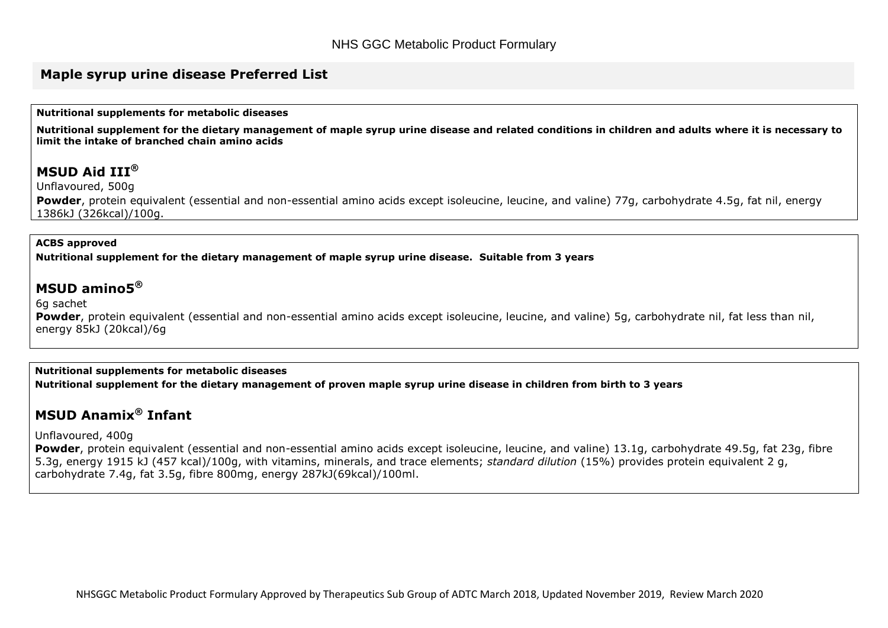## Maple syrup urine disease Preferred List

**Nutritional supplements for metabolic diseases**

**Nutritional supplement for the dietary management of maple syrup urine disease and related conditions in children and adults where it is necessary to limit the intake of branched chain amino acids**

### MSUD Aid III®

Unflavoured, 500g

**Powder**, protein equivalent (essential and non-essential amino acids except isoleucine, leucine, and valine) 77g, carbohydrate 4.5g, fat nil, energy 1386kJ (326kcal)/100g.

**ACBS approved**

**Nutritional supplement for the dietary management of maple syrup urine disease. Suitable from 3 years**

### MSUD amino5®

6g sachet

**Powder**, protein equivalent (essential and non-essential amino acids except isoleucine, leucine, and valine) 5g, carbohydrate nil, fat less than nil, energy 85kJ (20kcal)/6g

**Nutritional supplements for metabolic diseases**

**Nutritional supplement for the dietary management of proven maple syrup urine disease in children from birth to 3 years**

### MSUD Anamix® Infant

Unflavoured, 400g

**Powder**, protein equivalent (essential and non-essential amino acids except isoleucine, leucine, and valine) 13.1g, carbohydrate 49.5g, fat 23g, fibre 5.3g, energy 1915 kJ (457 kcal)/100g, with vitamins, minerals, and trace elements; *standard dilution* (15%) provides protein equivalent 2 g, carbohydrate 7.4g, fat 3.5g, fibre 800mg, energy 287kJ(69kcal)/100ml.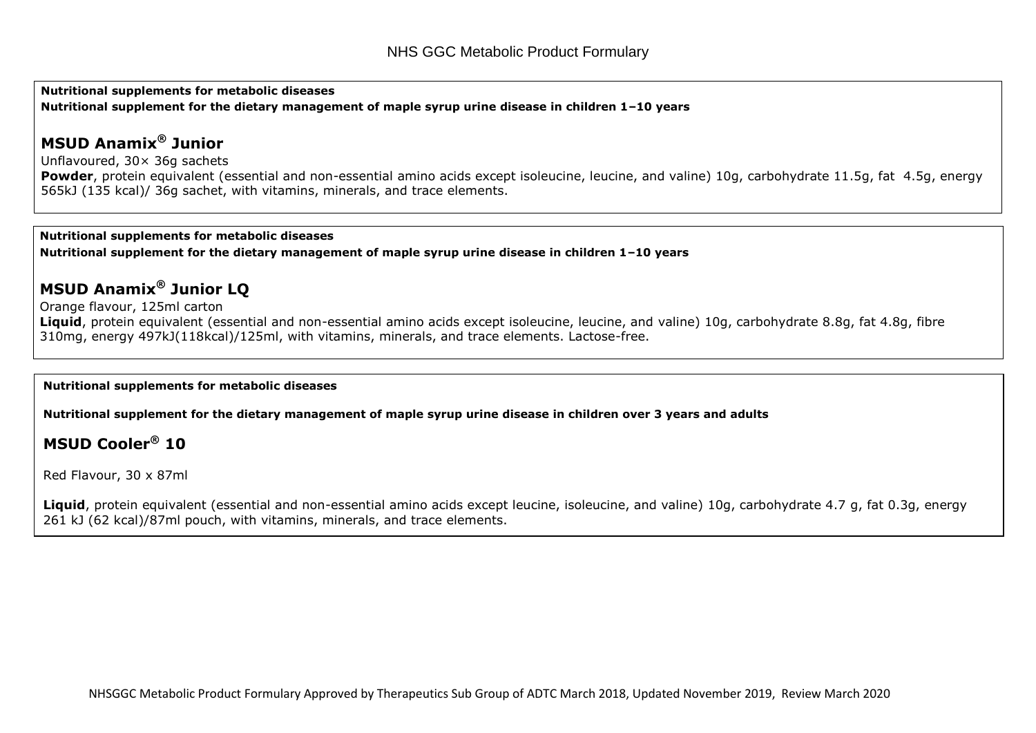**Nutritional supplements for metabolic diseases**
**Nutritional supplement for the dietary management of maple syrup urine disease in children 1–10 years**

## MSUD Anamix® Junior

Unflavoured, 30× 36g sachets
**Powder**, protein equivalent (essential and non-essential amino acids except isoleucine, leucine, and valine) 10g, carbohydrate 11.5g, fat 4.5g, energy 565kJ (135 kcal)/ 36g sachet, with vitamins, minerals, and trace elements.

---

**Nutritional supplements for metabolic diseases**
**Nutritional supplement for the dietary management of maple syrup urine disease in children 1–10 years**

## MSUD Anamix® Junior LQ

Orange flavour, 125ml carton
**Liquid**, protein equivalent (essential and non-essential amino acids except isoleucine, leucine, and valine) 10g, carbohydrate 8.8g, fat 4.8g, fibre 310mg, energy 497kJ(118kcal)/125ml, with vitamins, minerals, and trace elements. Lactose-free.

---

**Nutritional supplements for metabolic diseases**

**Nutritional supplement for the dietary management of maple syrup urine disease in children over 3 years and adults**

## MSUD Cooler® 10

Red Flavour, 30 x 87ml

**Liquid**, protein equivalent (essential and non-essential amino acids except leucine, isoleucine, and valine) 10g, carbohydrate 4.7 g, fat 0.3g, energy 261 kJ (62 kcal)/87ml pouch, with vitamins, minerals, and trace elements.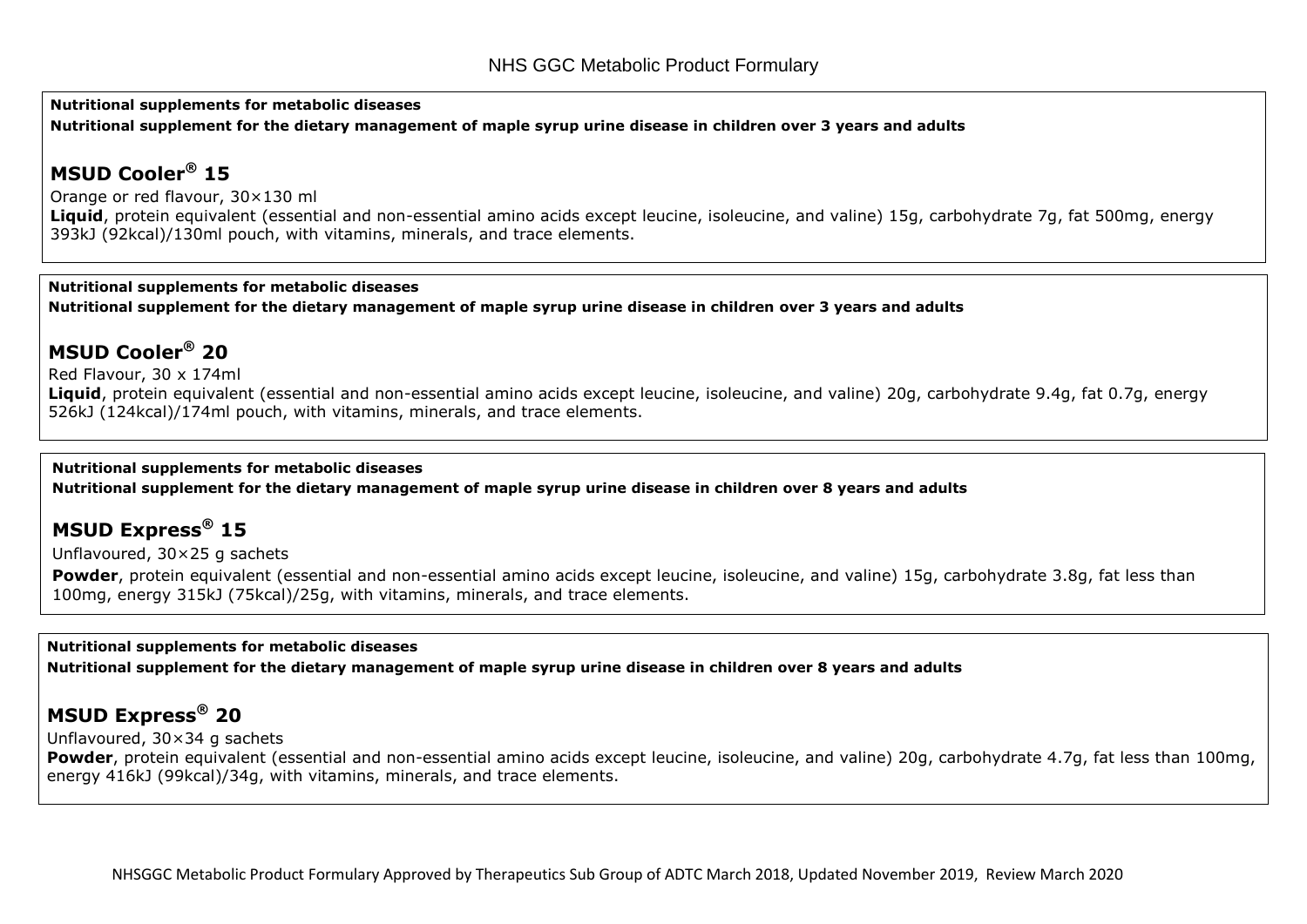**Nutritional supplements for metabolic diseases**

**Nutritional supplement for the dietary management of maple syrup urine disease in children over 3 years and adults**

## MSUD Cooler® 15

Orange or red flavour, 30×130 ml

**Liquid**, protein equivalent (essential and non-essential amino acids except leucine, isoleucine, and valine) 15g, carbohydrate 7g, fat 500mg, energy 393kJ (92kcal)/130ml pouch, with vitamins, minerals, and trace elements.

**Nutritional supplements for metabolic diseases**

**Nutritional supplement for the dietary management of maple syrup urine disease in children over 3 years and adults**

## MSUD Cooler® 20

Red Flavour, 30 x 174ml

**Liquid**, protein equivalent (essential and non-essential amino acids except leucine, isoleucine, and valine) 20g, carbohydrate 9.4g, fat 0.7g, energy 526kJ (124kcal)/174ml pouch, with vitamins, minerals, and trace elements.

**Nutritional supplements for metabolic diseases**

**Nutritional supplement for the dietary management of maple syrup urine disease in children over 8 years and adults**

## MSUD Express® 15

Unflavoured, 30×25 g sachets

**Powder**, protein equivalent (essential and non-essential amino acids except leucine, isoleucine, and valine) 15g, carbohydrate 3.8g, fat less than 100mg, energy 315kJ (75kcal)/25g, with vitamins, minerals, and trace elements.

**Nutritional supplements for metabolic diseases**

**Nutritional supplement for the dietary management of maple syrup urine disease in children over 8 years and adults**

## MSUD Express® 20

Unflavoured, 30×34 g sachets

**Powder**, protein equivalent (essential and non-essential amino acids except leucine, isoleucine, and valine) 20g, carbohydrate 4.7g, fat less than 100mg, energy 416kJ (99kcal)/34g, with vitamins, minerals, and trace elements.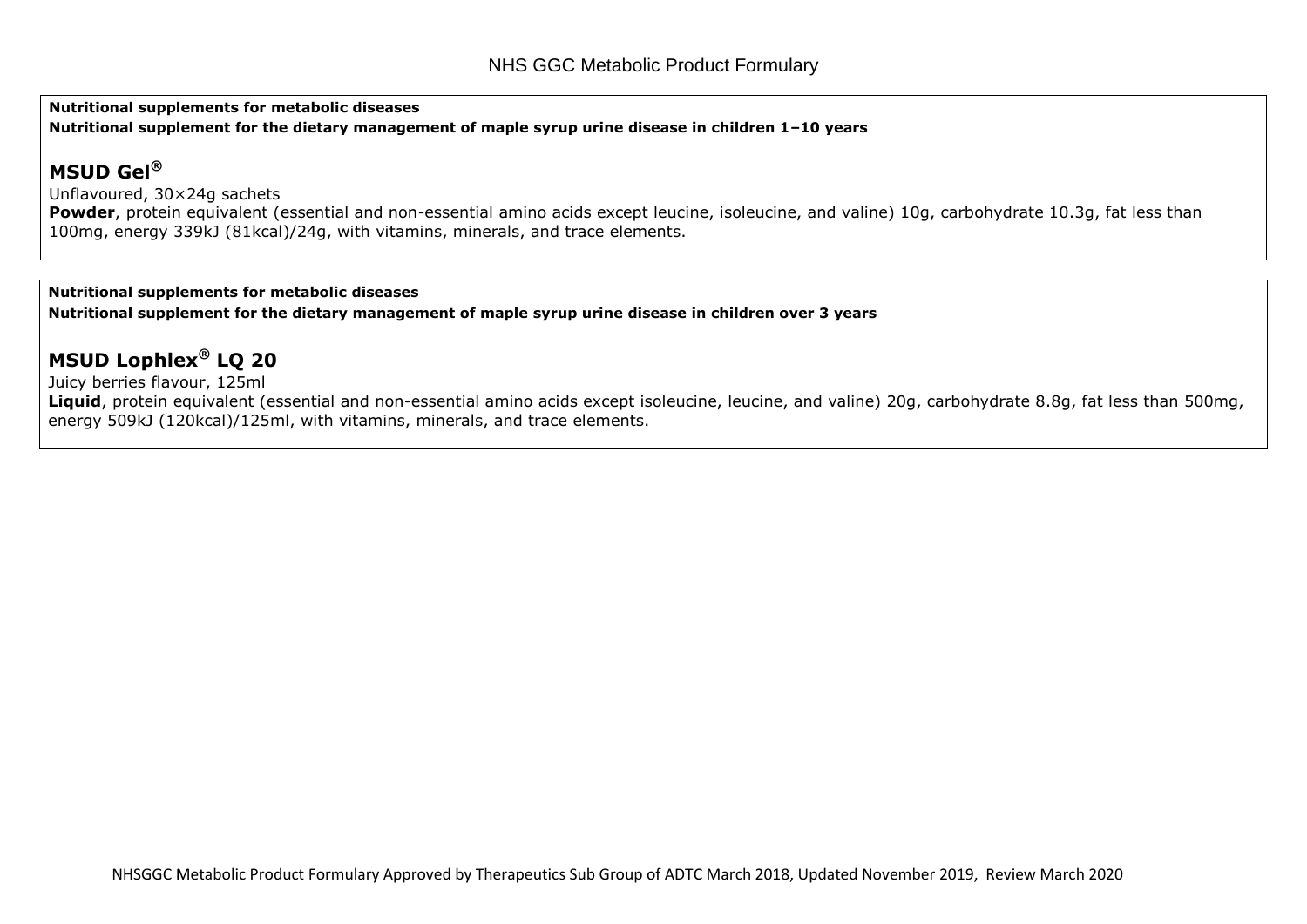**Nutritional supplements for metabolic diseases**
**Nutritional supplement for the dietary management of maple syrup urine disease in children 1–10 years**

## MSUD Gel®

Unflavoured, 30×24g sachets
**Powder**, protein equivalent (essential and non-essential amino acids except leucine, isoleucine, and valine) 10g, carbohydrate 10.3g, fat less than 100mg, energy 339kJ (81kcal)/24g, with vitamins, minerals, and trace elements.

**Nutritional supplements for metabolic diseases**
**Nutritional supplement for the dietary management of maple syrup urine disease in children over 3 years**

## MSUD Lophlex® LQ 20

Juicy berries flavour, 125ml
**Liquid**, protein equivalent (essential and non-essential amino acids except isoleucine, leucine, and valine) 20g, carbohydrate 8.8g, fat less than 500mg, energy 509kJ (120kcal)/125ml, with vitamins, minerals, and trace elements.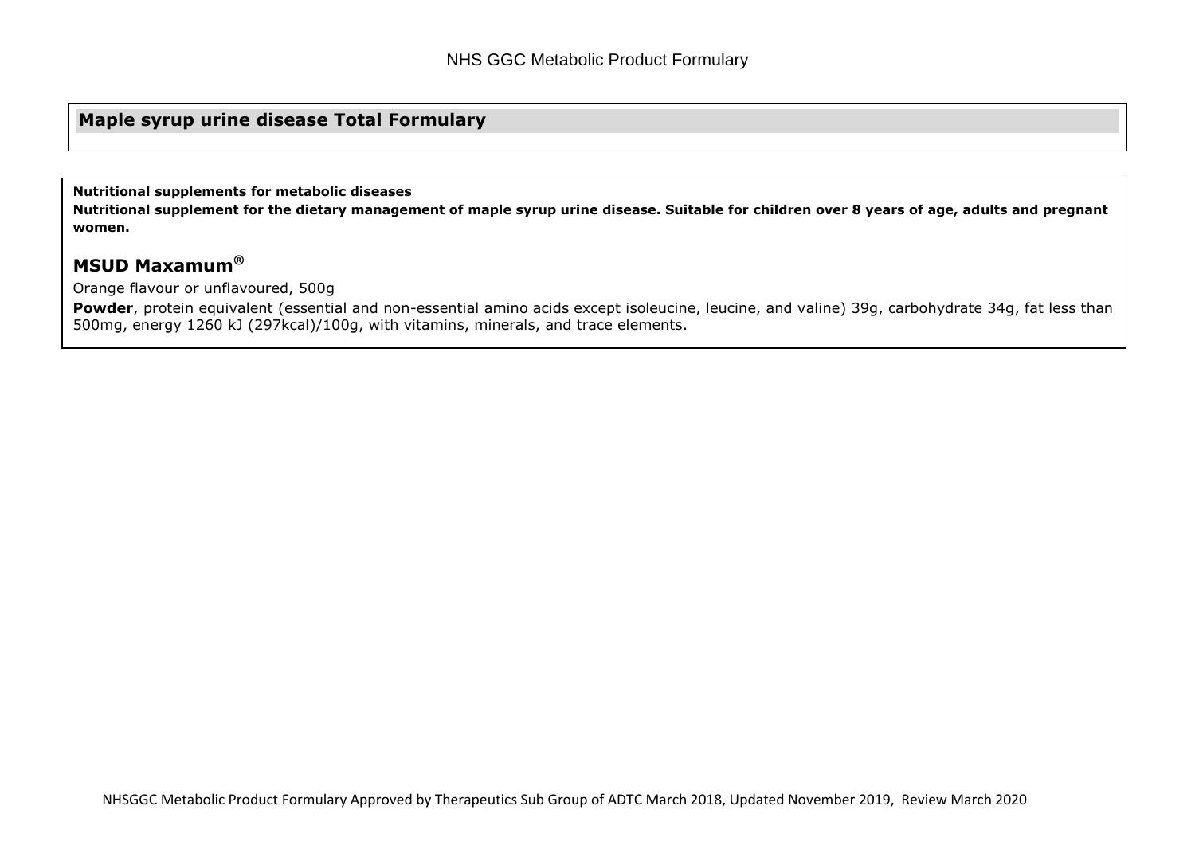## Maple syrup urine disease Total Formulary

**Nutritional supplements for metabolic diseases**

**Nutritional supplement for the dietary management of maple syrup urine disease. Suitable for children over 8 years of age, adults and pregnant women.**

### MSUD Maxamum®

Orange flavour or unflavoured, 500g

**Powder**, protein equivalent (essential and non-essential amino acids except isoleucine, leucine, and valine) 39g, carbohydrate 34g, fat less than 500mg, energy 1260 kJ (297kcal)/100g, with vitamins, minerals, and trace elements.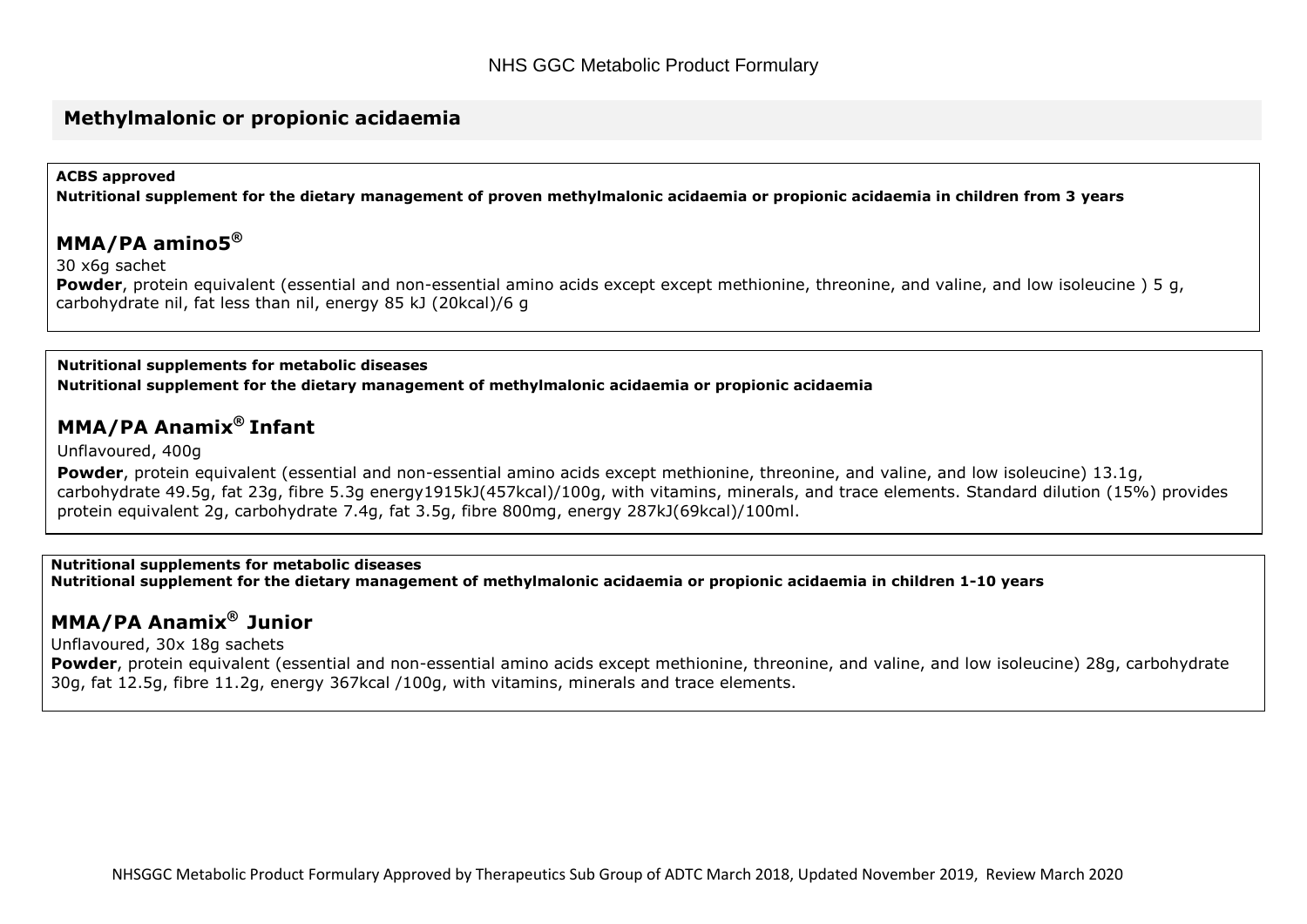## Methylmalonic or propionic acidaemia

**ACBS approved**

**Nutritional supplement for the dietary management of proven methylmalonic acidaemia or propionic acidaemia in children from 3 years**

### MMA/PA amino5®

30 x6g sachet

**Powder**, protein equivalent (essential and non-essential amino acids except except methionine, threonine, and valine, and low isoleucine ) 5 g, carbohydrate nil, fat less than nil, energy 85 kJ (20kcal)/6 g

**Nutritional supplements for metabolic diseases**

**Nutritional supplement for the dietary management of methylmalonic acidaemia or propionic acidaemia**

### MMA/PA Anamix® Infant

Unflavoured, 400g

**Powder**, protein equivalent (essential and non-essential amino acids except methionine, threonine, and valine, and low isoleucine) 13.1g, carbohydrate 49.5g, fat 23g, fibre 5.3g energy1915kJ(457kcal)/100g, with vitamins, minerals, and trace elements. Standard dilution (15%) provides protein equivalent 2g, carbohydrate 7.4g, fat 3.5g, fibre 800mg, energy 287kJ(69kcal)/100ml.

**Nutritional supplements for metabolic diseases**

**Nutritional supplement for the dietary management of methylmalonic acidaemia or propionic acidaemia in children 1-10 years**

### MMA/PA Anamix® Junior

Unflavoured, 30x 18g sachets

**Powder**, protein equivalent (essential and non-essential amino acids except methionine, threonine, and valine, and low isoleucine) 28g, carbohydrate 30g, fat 12.5g, fibre 11.2g, energy 367kcal /100g, with vitamins, minerals and trace elements.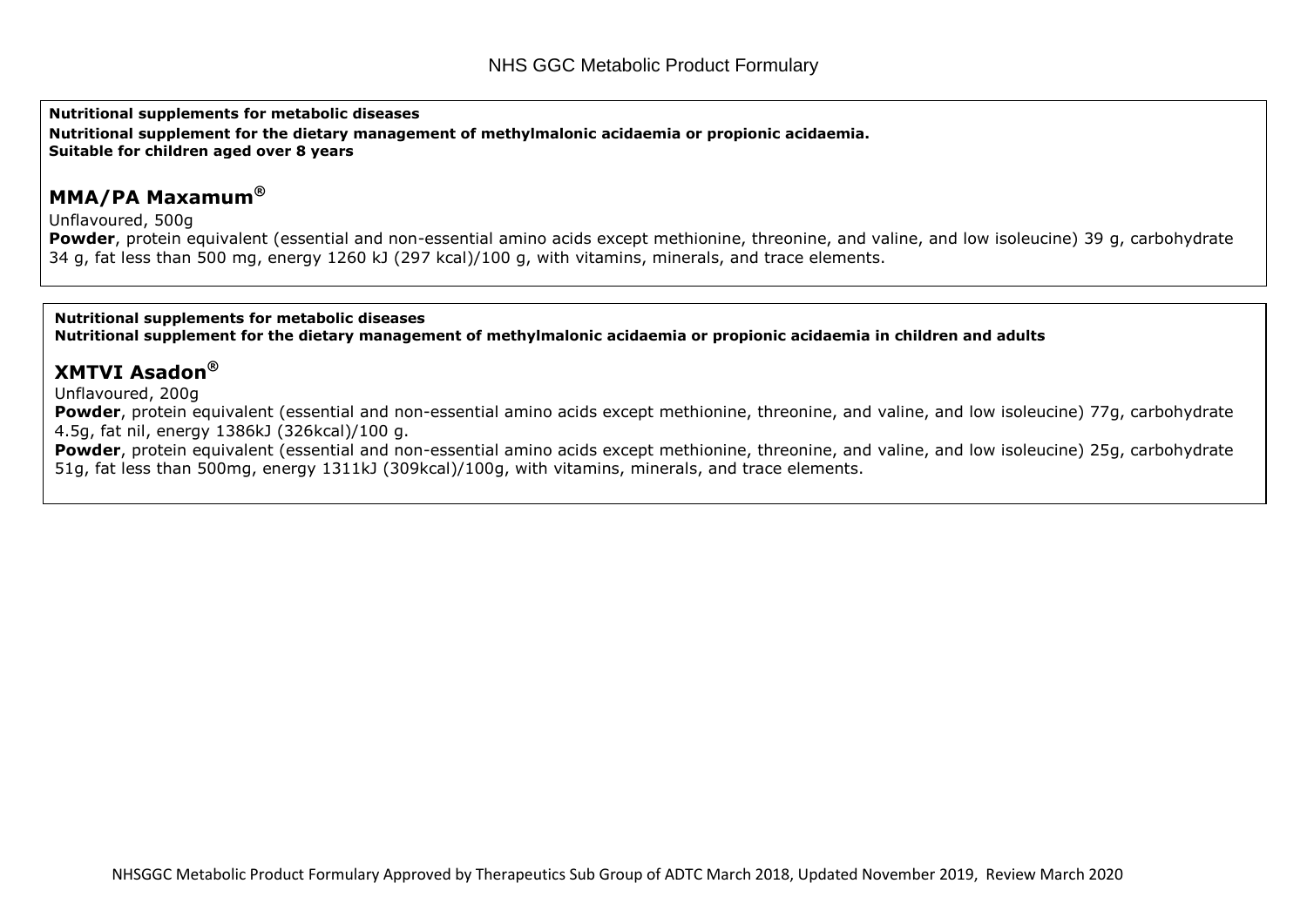**Nutritional supplements for metabolic diseases**
**Nutritional supplement for the dietary management of methylmalonic acidaemia or propionic acidaemia.**
**Suitable for children aged over 8 years**

## MMA/PA Maxamum®

Unflavoured, 500g
**Powder**, protein equivalent (essential and non-essential amino acids except methionine, threonine, and valine, and low isoleucine) 39 g, carbohydrate 34 g, fat less than 500 mg, energy 1260 kJ (297 kcal)/100 g, with vitamins, minerals, and trace elements.

**Nutritional supplements for metabolic diseases**
**Nutritional supplement for the dietary management of methylmalonic acidaemia or propionic acidaemia in children and adults**

## XMTVI Asadon®

Unflavoured, 200g
**Powder**, protein equivalent (essential and non-essential amino acids except methionine, threonine, and valine, and low isoleucine) 77g, carbohydrate 4.5g, fat nil, energy 1386kJ (326kcal)/100 g.
**Powder**, protein equivalent (essential and non-essential amino acids except methionine, threonine, and valine, and low isoleucine) 25g, carbohydrate 51g, fat less than 500mg, energy 1311kJ (309kcal)/100g, with vitamins, minerals, and trace elements.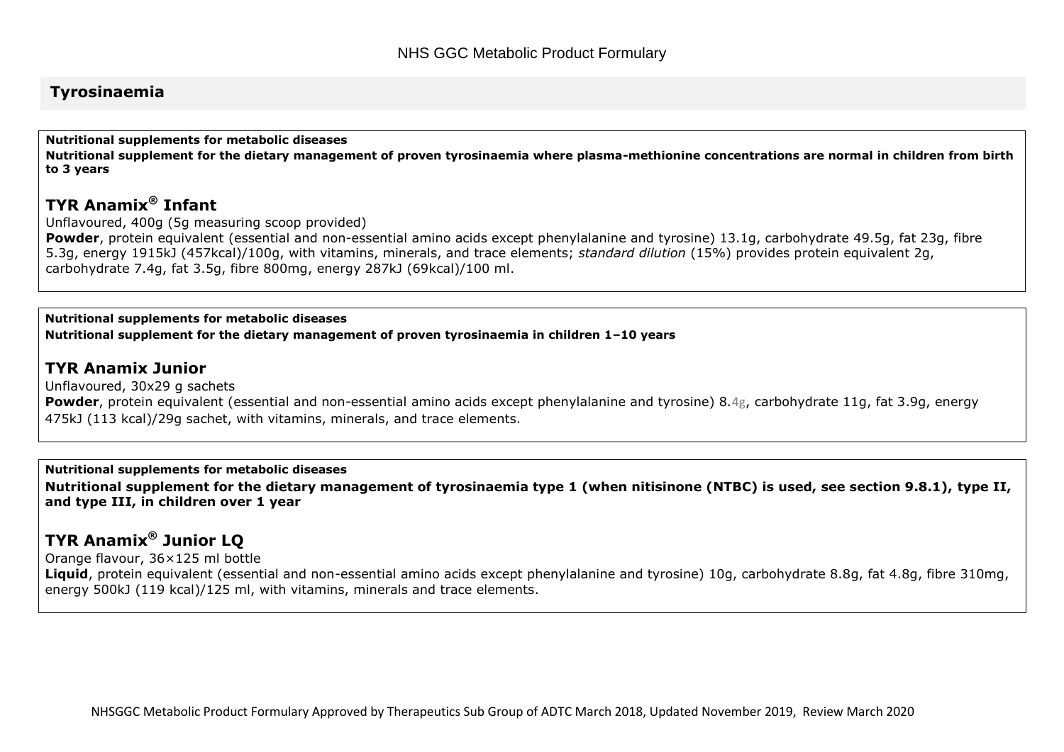## Tyrosinaemia

**Nutritional supplements for metabolic diseases**

**Nutritional supplement for the dietary management of proven tyrosinaemia where plasma-methionine concentrations are normal in children from birth to 3 years**

### TYR Anamix® Infant

Unflavoured, 400g (5g measuring scoop provided)

**Powder**, protein equivalent (essential and non-essential amino acids except phenylalanine and tyrosine) 13.1g, carbohydrate 49.5g, fat 23g, fibre 5.3g, energy 1915kJ (457kcal)/100g, with vitamins, minerals, and trace elements; *standard dilution* (15%) provides protein equivalent 2g, carbohydrate 7.4g, fat 3.5g, fibre 800mg, energy 287kJ (69kcal)/100 ml.

**Nutritional supplements for metabolic diseases**

**Nutritional supplement for the dietary management of proven tyrosinaemia in children 1–10 years**

### TYR Anamix Junior

Unflavoured, 30x29 g sachets

**Powder**, protein equivalent (essential and non-essential amino acids except phenylalanine and tyrosine) 8.4g, carbohydrate 11g, fat 3.9g, energy 475kJ (113 kcal)/29g sachet, with vitamins, minerals, and trace elements.

**Nutritional supplements for metabolic diseases**

**Nutritional supplement for the dietary management of tyrosinaemia type 1 (when nitisinone (NTBC) is used, see section 9.8.1), type II, and type III, in children over 1 year**

### TYR Anamix® Junior LQ

Orange flavour, 36×125 ml bottle

**Liquid**, protein equivalent (essential and non-essential amino acids except phenylalanine and tyrosine) 10g, carbohydrate 8.8g, fat 4.8g, fibre 310mg, energy 500kJ (119 kcal)/125 ml, with vitamins, minerals and trace elements.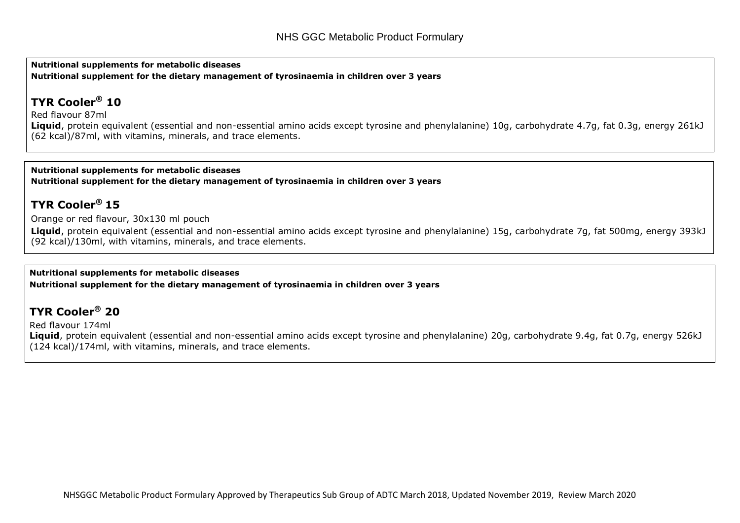**Nutritional supplements for metabolic diseases**
**Nutritional supplement for the dietary management of tyrosinaemia in children over 3 years**

## TYR Cooler® 10

Red flavour 87ml
**Liquid**, protein equivalent (essential and non-essential amino acids except tyrosine and phenylalanine) 10g, carbohydrate 4.7g, fat 0.3g, energy 261kJ (62 kcal)/87ml, with vitamins, minerals, and trace elements.

**Nutritional supplements for metabolic diseases**
**Nutritional supplement for the dietary management of tyrosinaemia in children over 3 years**

## TYR Cooler® 15

Orange or red flavour, 30x130 ml pouch
**Liquid**, protein equivalent (essential and non-essential amino acids except tyrosine and phenylalanine) 15g, carbohydrate 7g, fat 500mg, energy 393kJ (92 kcal)/130ml, with vitamins, minerals, and trace elements.

**Nutritional supplements for metabolic diseases**
**Nutritional supplement for the dietary management of tyrosinaemia in children over 3 years**

## TYR Cooler® 20

Red flavour 174ml
**Liquid**, protein equivalent (essential and non-essential amino acids except tyrosine and phenylalanine) 20g, carbohydrate 9.4g, fat 0.7g, energy 526kJ (124 kcal)/174ml, with vitamins, minerals, and trace elements.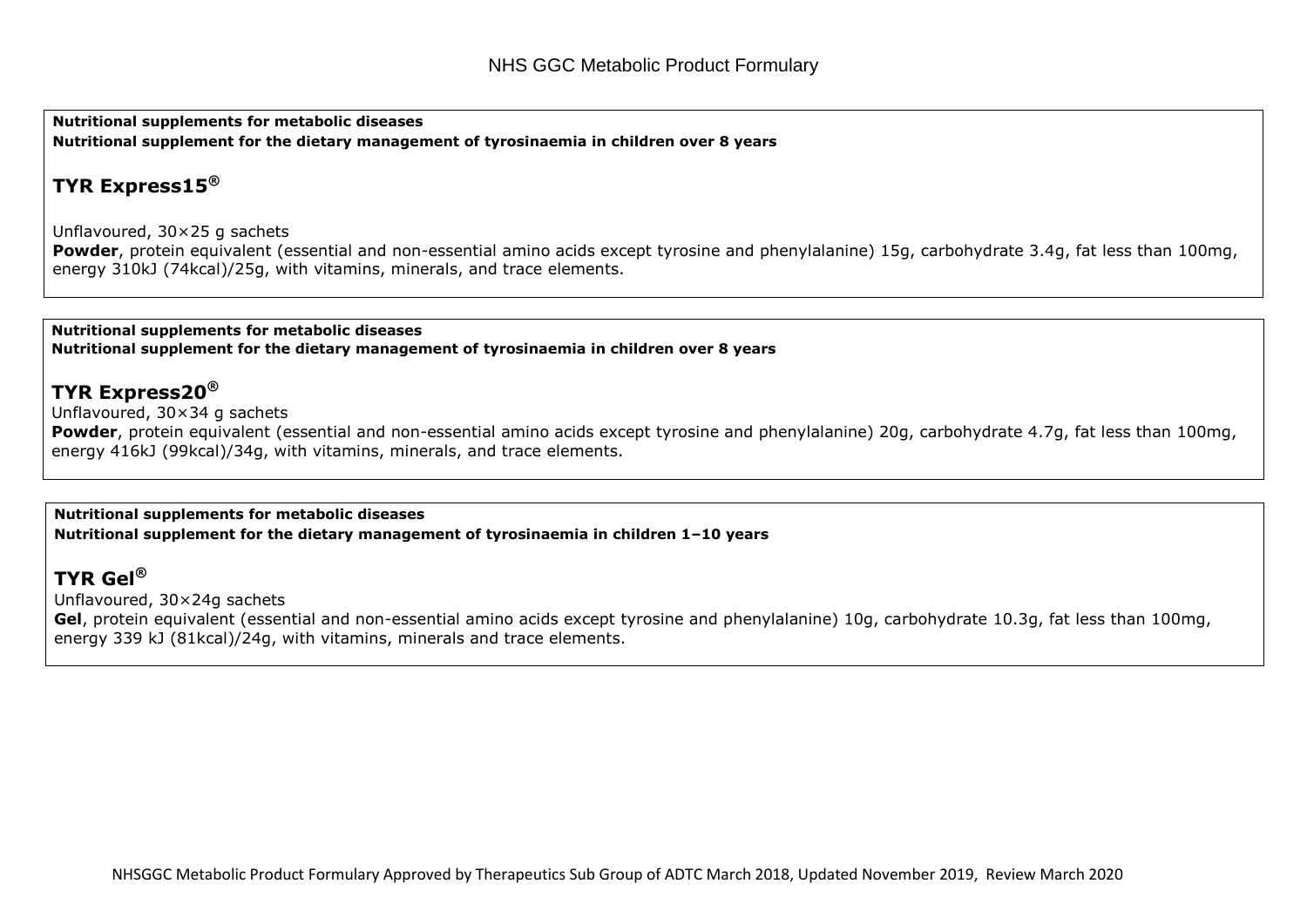**Nutritional supplements for metabolic diseases**
**Nutritional supplement for the dietary management of tyrosinaemia in children over 8 years**

## TYR Express15®

Unflavoured, 30×25 g sachets
**Powder**, protein equivalent (essential and non-essential amino acids except tyrosine and phenylalanine) 15g, carbohydrate 3.4g, fat less than 100mg, energy 310kJ (74kcal)/25g, with vitamins, minerals, and trace elements.

**Nutritional supplements for metabolic diseases**
**Nutritional supplement for the dietary management of tyrosinaemia in children over 8 years**

## TYR Express20®

Unflavoured, 30×34 g sachets
**Powder**, protein equivalent (essential and non-essential amino acids except tyrosine and phenylalanine) 20g, carbohydrate 4.7g, fat less than 100mg, energy 416kJ (99kcal)/34g, with vitamins, minerals, and trace elements.

**Nutritional supplements for metabolic diseases**
**Nutritional supplement for the dietary management of tyrosinaemia in children 1–10 years**

## TYR Gel®

Unflavoured, 30×24g sachets
**Gel**, protein equivalent (essential and non-essential amino acids except tyrosine and phenylalanine) 10g, carbohydrate 10.3g, fat less than 100mg, energy 339 kJ (81kcal)/24g, with vitamins, minerals and trace elements.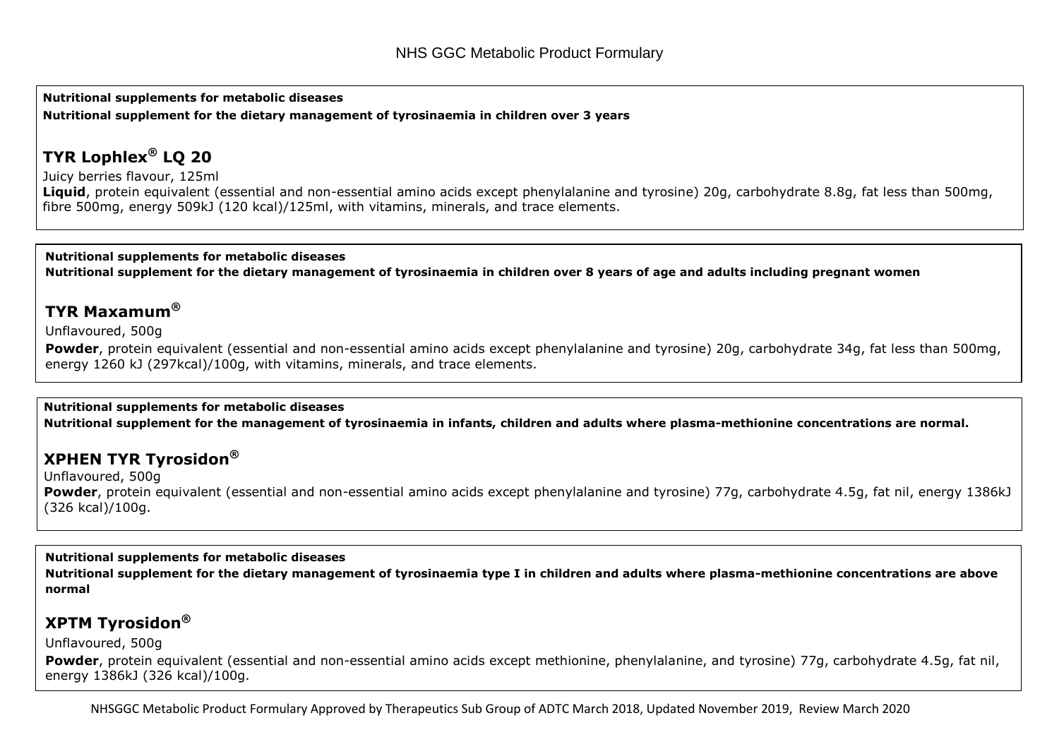**Nutritional supplements for metabolic diseases**

**Nutritional supplement for the dietary management of tyrosinaemia in children over 3 years**

## TYR Lophlex® LQ 20

Juicy berries flavour, 125ml

**Liquid**, protein equivalent (essential and non-essential amino acids except phenylalanine and tyrosine) 20g, carbohydrate 8.8g, fat less than 500mg, fibre 500mg, energy 509kJ (120 kcal)/125ml, with vitamins, minerals, and trace elements.

**Nutritional supplements for metabolic diseases**

**Nutritional supplement for the dietary management of tyrosinaemia in children over 8 years of age and adults including pregnant women**

## TYR Maxamum®

Unflavoured, 500g

**Powder**, protein equivalent (essential and non-essential amino acids except phenylalanine and tyrosine) 20g, carbohydrate 34g, fat less than 500mg, energy 1260 kJ (297kcal)/100g, with vitamins, minerals, and trace elements.

**Nutritional supplements for metabolic diseases**

**Nutritional supplement for the management of tyrosinaemia in infants, children and adults where plasma-methionine concentrations are normal.**

## XPHEN TYR Tyrosidon®

Unflavoured, 500g

**Powder**, protein equivalent (essential and non-essential amino acids except phenylalanine and tyrosine) 77g, carbohydrate 4.5g, fat nil, energy 1386kJ (326 kcal)/100g.

**Nutritional supplements for metabolic diseases**

**Nutritional supplement for the dietary management of tyrosinaemia type I in children and adults where plasma-methionine concentrations are above normal**

## XPTM Tyrosidon®

Unflavoured, 500g

**Powder**, protein equivalent (essential and non-essential amino acids except methionine, phenylalanine, and tyrosine) 77g, carbohydrate 4.5g, fat nil, energy 1386kJ (326 kcal)/100g.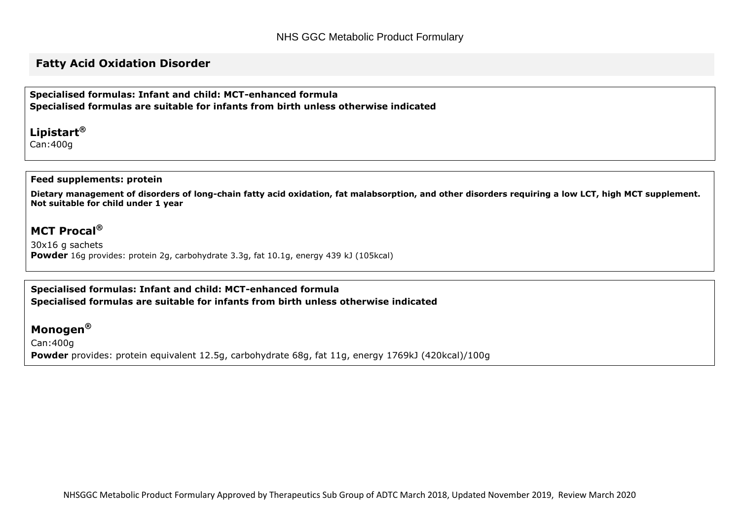## Fatty Acid Oxidation Disorder

**Specialised formulas: Infant and child: MCT-enhanced formula**
**Specialised formulas are suitable for infants from birth unless otherwise indicated**

### Lipistart®

Can:400g

**Feed supplements: protein**

**Dietary management of disorders of long-chain fatty acid oxidation, fat malabsorption, and other disorders requiring a low LCT, high MCT supplement. Not suitable for child under 1 year**

### MCT Procal®

30x16 g sachets
**Powder** 16g provides: protein 2g, carbohydrate 3.3g, fat 10.1g, energy 439 kJ (105kcal)

**Specialised formulas: Infant and child: MCT-enhanced formula**
**Specialised formulas are suitable for infants from birth unless otherwise indicated**

### Monogen®

Can:400g
**Powder** provides: protein equivalent 12.5g, carbohydrate 68g, fat 11g, energy 1769kJ (420kcal)/100g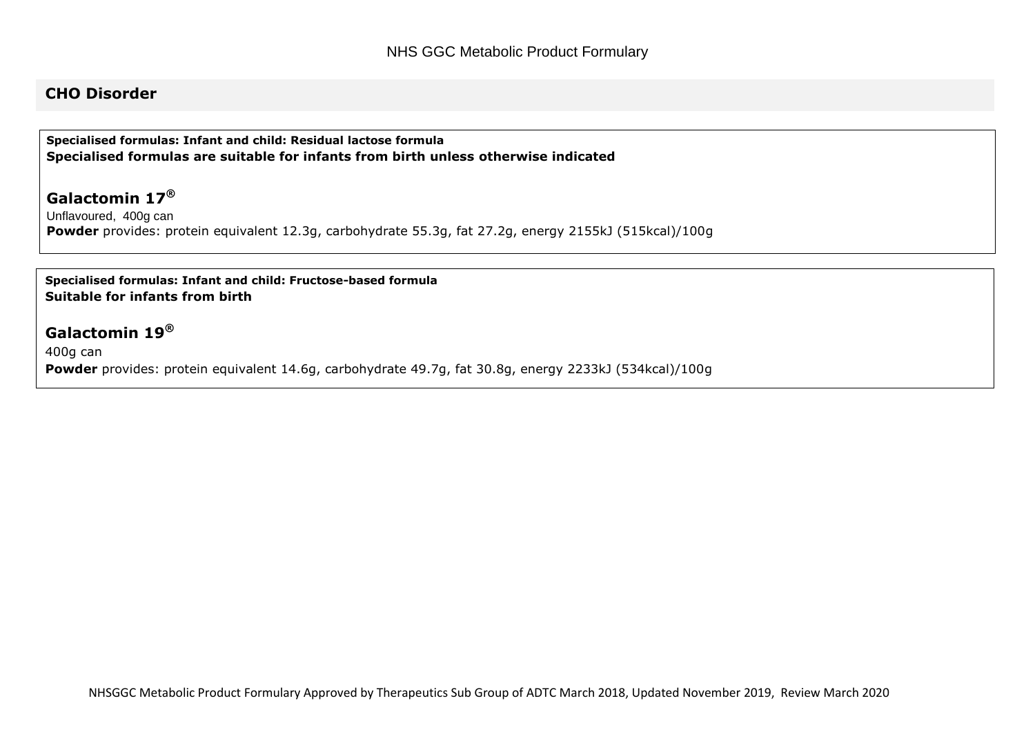## CHO Disorder

**Specialised formulas: Infant and child: Residual lactose formula**
**Specialised formulas are suitable for infants from birth unless otherwise indicated**

### Galactomin 17®

Unflavoured, 400g can
**Powder** provides: protein equivalent 12.3g, carbohydrate 55.3g, fat 27.2g, energy 2155kJ (515kcal)/100g

**Specialised formulas: Infant and child: Fructose-based formula**
**Suitable for infants from birth**

### Galactomin 19®

400g can
**Powder** provides: protein equivalent 14.6g, carbohydrate 49.7g, fat 30.8g, energy 2233kJ (534kcal)/100g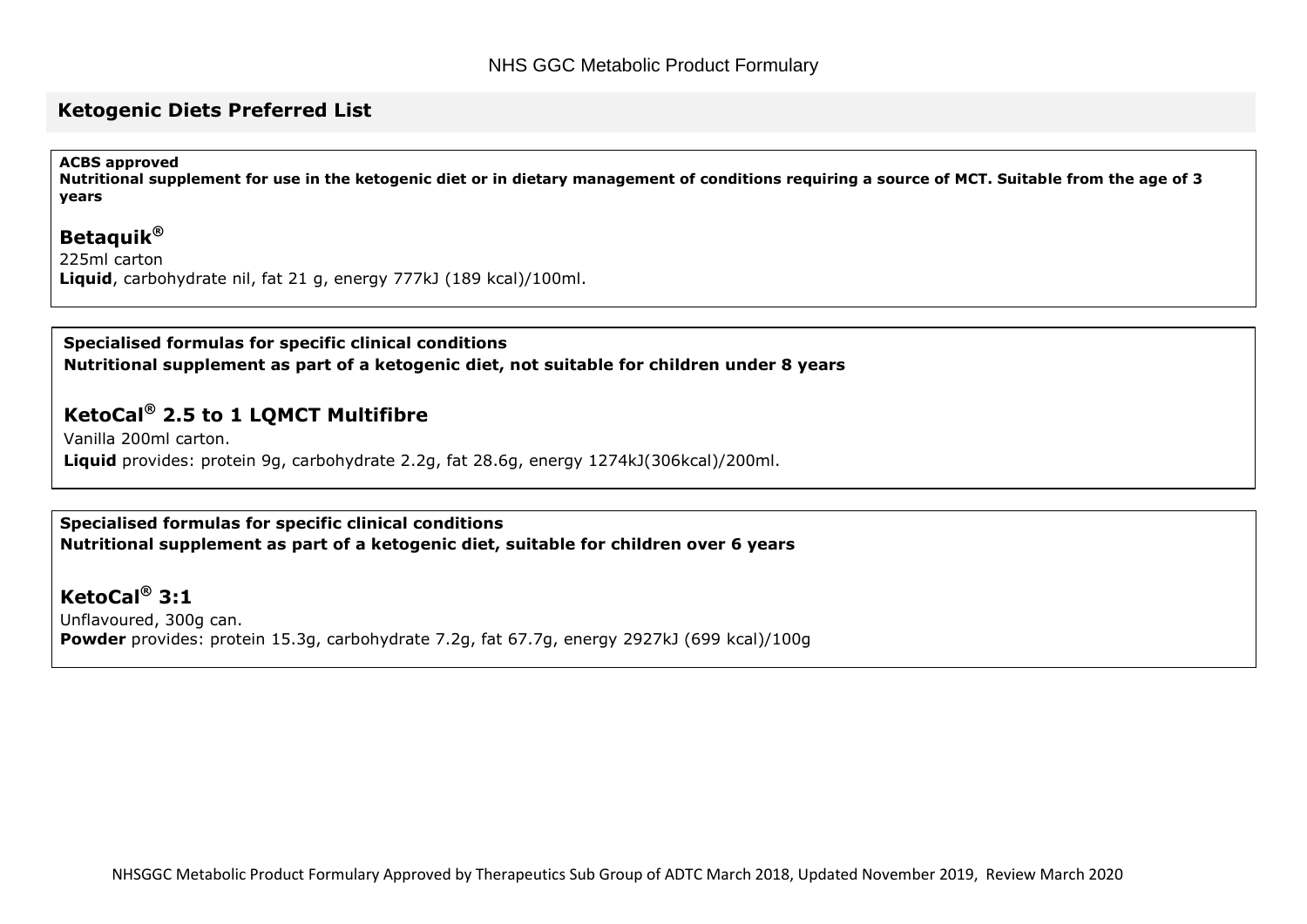## Ketogenic Diets Preferred List

**ACBS approved**
**Nutritional supplement for use in the ketogenic diet or in dietary management of conditions requiring a source of MCT. Suitable from the age of 3 years**

### Betaquik®

225ml carton
**Liquid**, carbohydrate nil, fat 21 g, energy 777kJ (189 kcal)/100ml.

**Specialised formulas for specific clinical conditions**
**Nutritional supplement as part of a ketogenic diet, not suitable for children under 8 years**

### KetoCal® 2.5 to 1 LQMCT Multifibre

Vanilla 200ml carton.
**Liquid** provides: protein 9g, carbohydrate 2.2g, fat 28.6g, energy 1274kJ(306kcal)/200ml.

**Specialised formulas for specific clinical conditions**
**Nutritional supplement as part of a ketogenic diet, suitable for children over 6 years**

### KetoCal® 3:1

Unflavoured, 300g can.
**Powder** provides: protein 15.3g, carbohydrate 7.2g, fat 67.7g, energy 2927kJ (699 kcal)/100g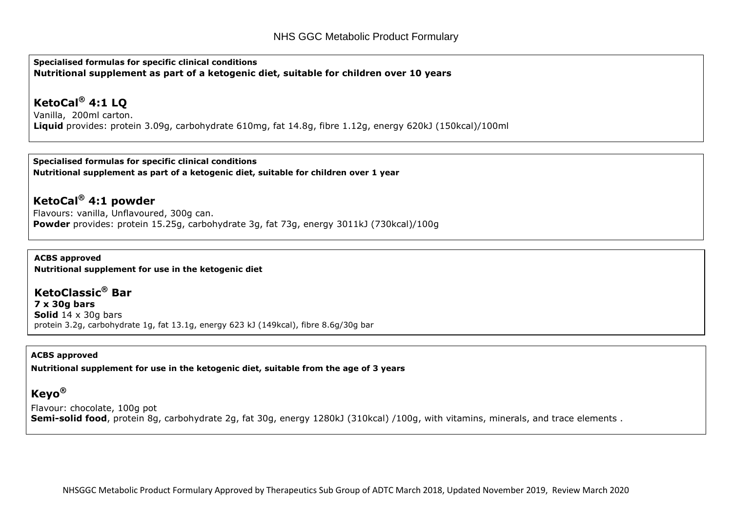**Specialised formulas for specific clinical conditions**
**Nutritional supplement as part of a ketogenic diet, suitable for children over 10 years**

## KetoCal® 4:1 LQ

Vanilla, 200ml carton.
**Liquid** provides: protein 3.09g, carbohydrate 610mg, fat 14.8g, fibre 1.12g, energy 620kJ (150kcal)/100ml

**Specialised formulas for specific clinical conditions**
**Nutritional supplement as part of a ketogenic diet, suitable for children over 1 year**

## KetoCal® 4:1 powder

Flavours: vanilla, Unflavoured, 300g can.
**Powder** provides: protein 15.25g, carbohydrate 3g, fat 73g, energy 3011kJ (730kcal)/100g

**ACBS approved**
**Nutritional supplement for use in the ketogenic diet**

## KetoClassic® Bar

**7 x 30g bars**
**Solid** 14 x 30g bars
protein 3.2g, carbohydrate 1g, fat 13.1g, energy 623 kJ (149kcal), fibre 8.6g/30g bar

**ACBS approved**
**Nutritional supplement for use in the ketogenic diet, suitable from the age of 3 years**

## Keyo®

Flavour: chocolate, 100g pot
**Semi-solid food**, protein 8g, carbohydrate 2g, fat 30g, energy 1280kJ (310kcal) /100g, with vitamins, minerals, and trace elements .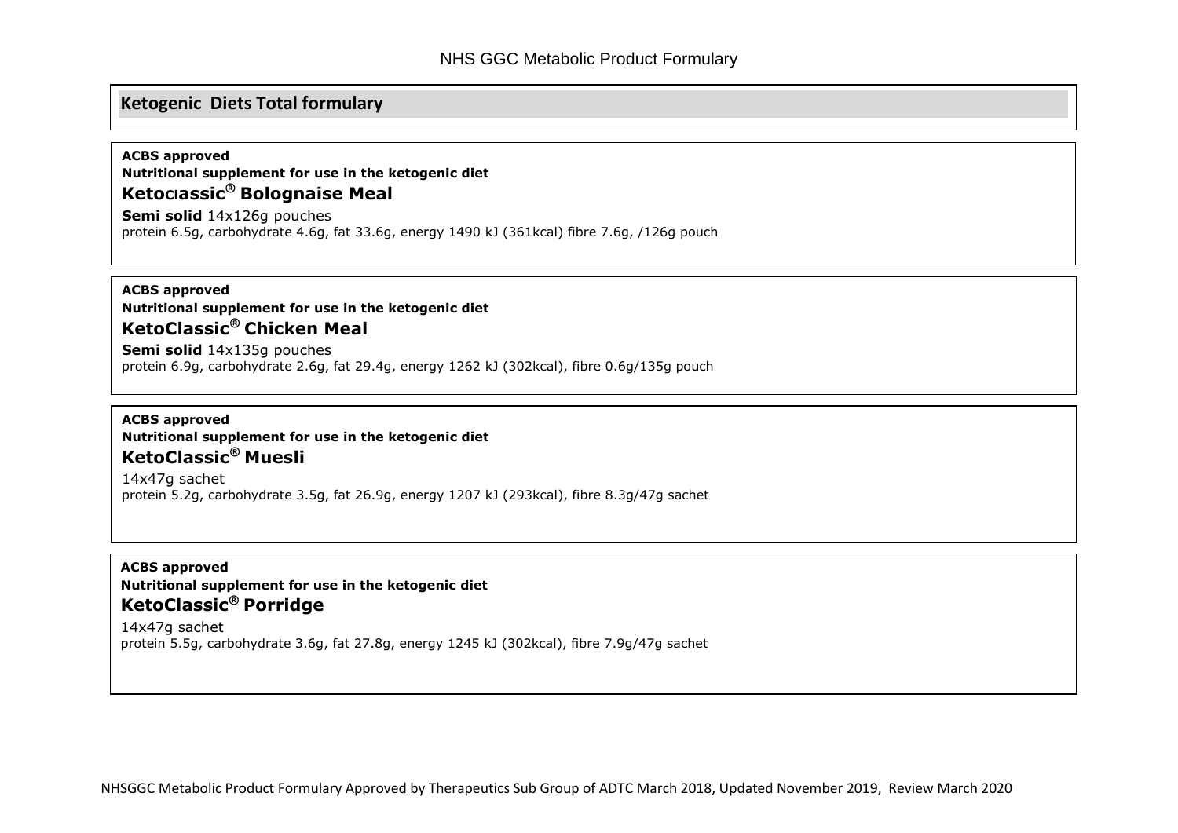## Ketogenic Diets Total formulary

**ACBS approved**
**Nutritional supplement for use in the ketogenic diet**
### KetoClassic® Bolognaise Meal

**Semi solid** 14x126g pouches
protein 6.5g, carbohydrate 4.6g, fat 33.6g, energy 1490 kJ (361kcal) fibre 7.6g, /126g pouch

**ACBS approved**
**Nutritional supplement for use in the ketogenic diet**
### KetoClassic® Chicken Meal

**Semi solid** 14x135g pouches
protein 6.9g, carbohydrate 2.6g, fat 29.4g, energy 1262 kJ (302kcal), fibre 0.6g/135g pouch

**ACBS approved**
**Nutritional supplement for use in the ketogenic diet**
### KetoClassic® Muesli

14x47g sachet
protein 5.2g, carbohydrate 3.5g, fat 26.9g, energy 1207 kJ (293kcal), fibre 8.3g/47g sachet

**ACBS approved**
**Nutritional supplement for use in the ketogenic diet**
### KetoClassic® Porridge

14x47g sachet
protein 5.5g, carbohydrate 3.6g, fat 27.8g, energy 1245 kJ (302kcal), fibre 7.9g/47g sachet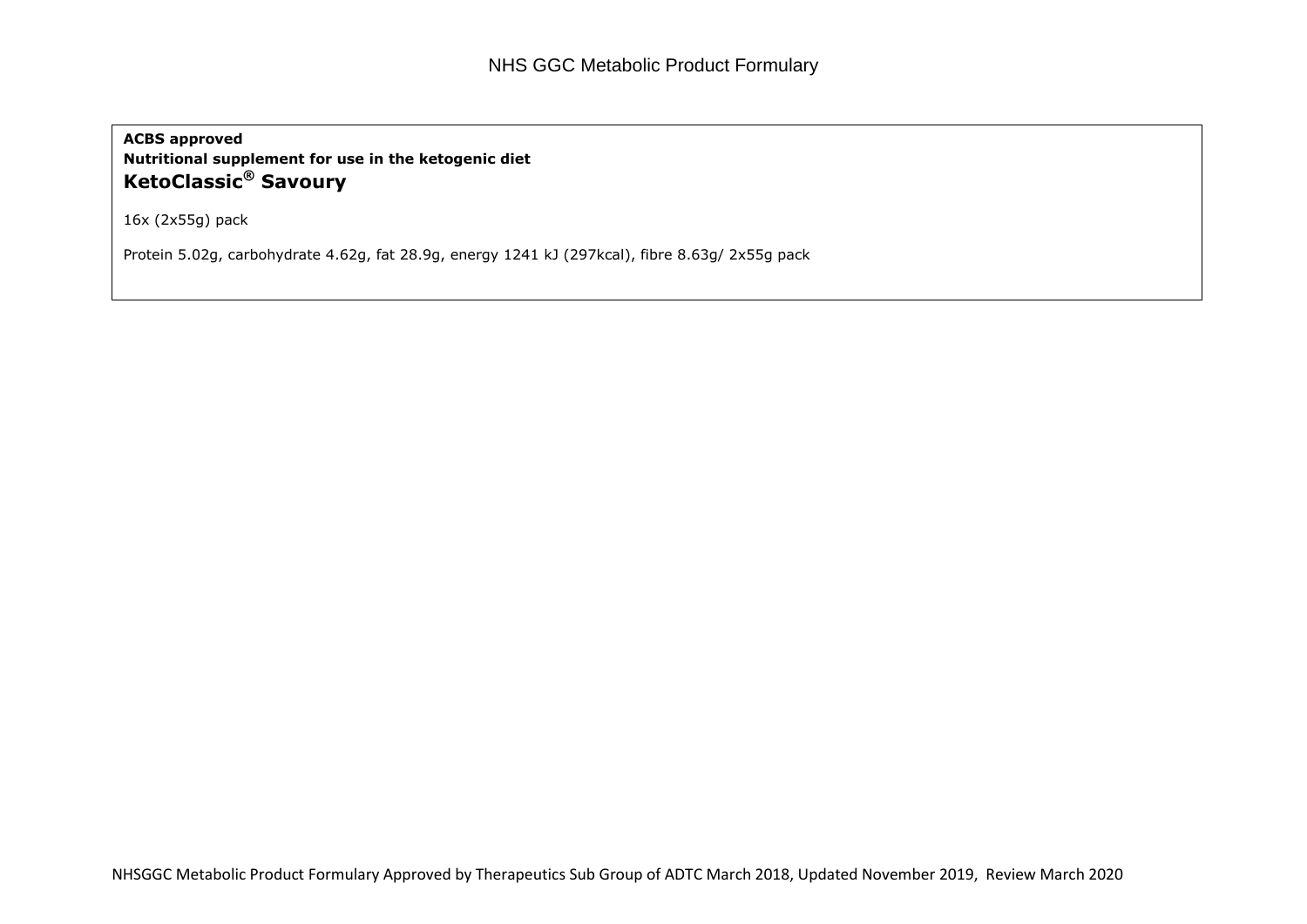**ACBS approved**
**Nutritional supplement for use in the ketogenic diet**

### KetoClassic® Savoury

16x (2x55g) pack

Protein 5.02g, carbohydrate 4.62g, fat 28.9g, energy 1241 kJ (297kcal), fibre 8.63g/ 2x55g pack